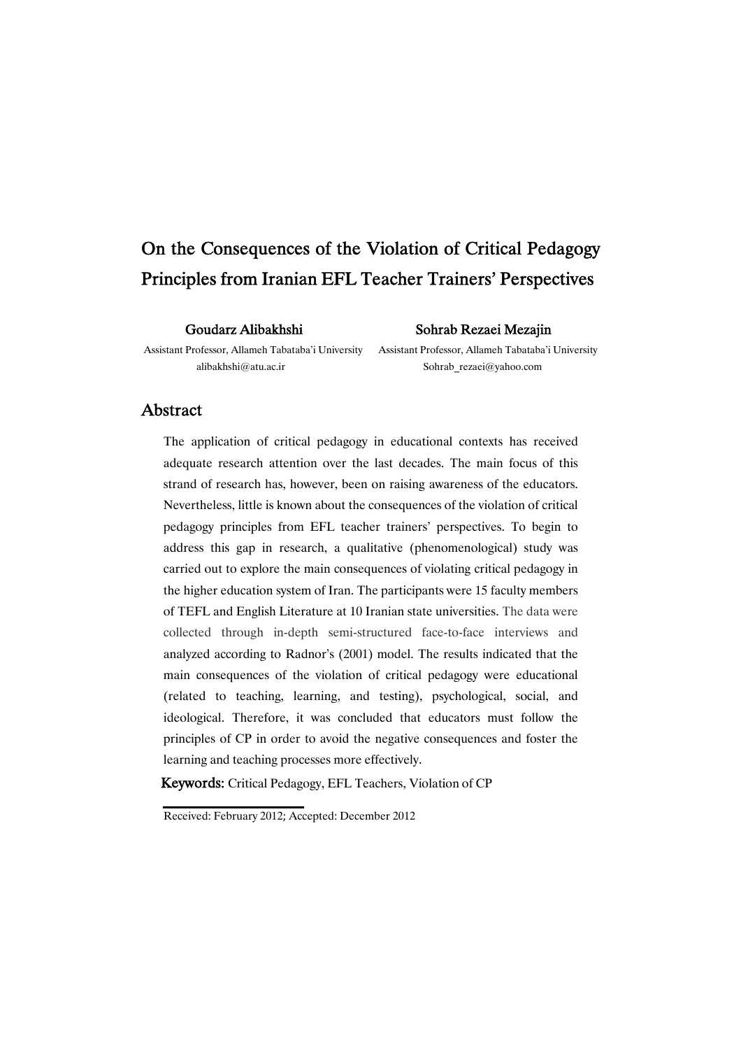# On the Consequences of the Violation of Critical Pedagogy Principles from Iranian EFL Teacher Trainers' Perspectives

**Goudarz Alibakhshi**
Assistant Professor, Allameh Tabataba'i University
alibakhshi@atu.ac.ir

**Sohrab Rezaei Mezajin**
Assistant Professor, Allameh Tabataba'i University
Sohrab_rezaei@yahoo.com

## Abstract

The application of critical pedagogy in educational contexts has received adequate research attention over the last decades. The main focus of this strand of research has, however, been on raising awareness of the educators. Nevertheless, little is known about the consequences of the violation of critical pedagogy principles from EFL teacher trainers' perspectives. To begin to address this gap in research, a qualitative (phenomenological) study was carried out to explore the main consequences of violating critical pedagogy in the higher education system of Iran. The participants were 15 faculty members of TEFL and English Literature at 10 Iranian state universities. The data were collected through in-depth semi-structured face-to-face interviews and analyzed according to Radnor's (2001) model. The results indicated that the main consequences of the violation of critical pedagogy were educational (related to teaching, learning, and testing), psychological, social, and ideological. Therefore, it was concluded that educators must follow the principles of CP in order to avoid the negative consequences and foster the learning and teaching processes more effectively.

**Keywords:** Critical Pedagogy, EFL Teachers, Violation of CP

Received: February 2012; Accepted: December 2012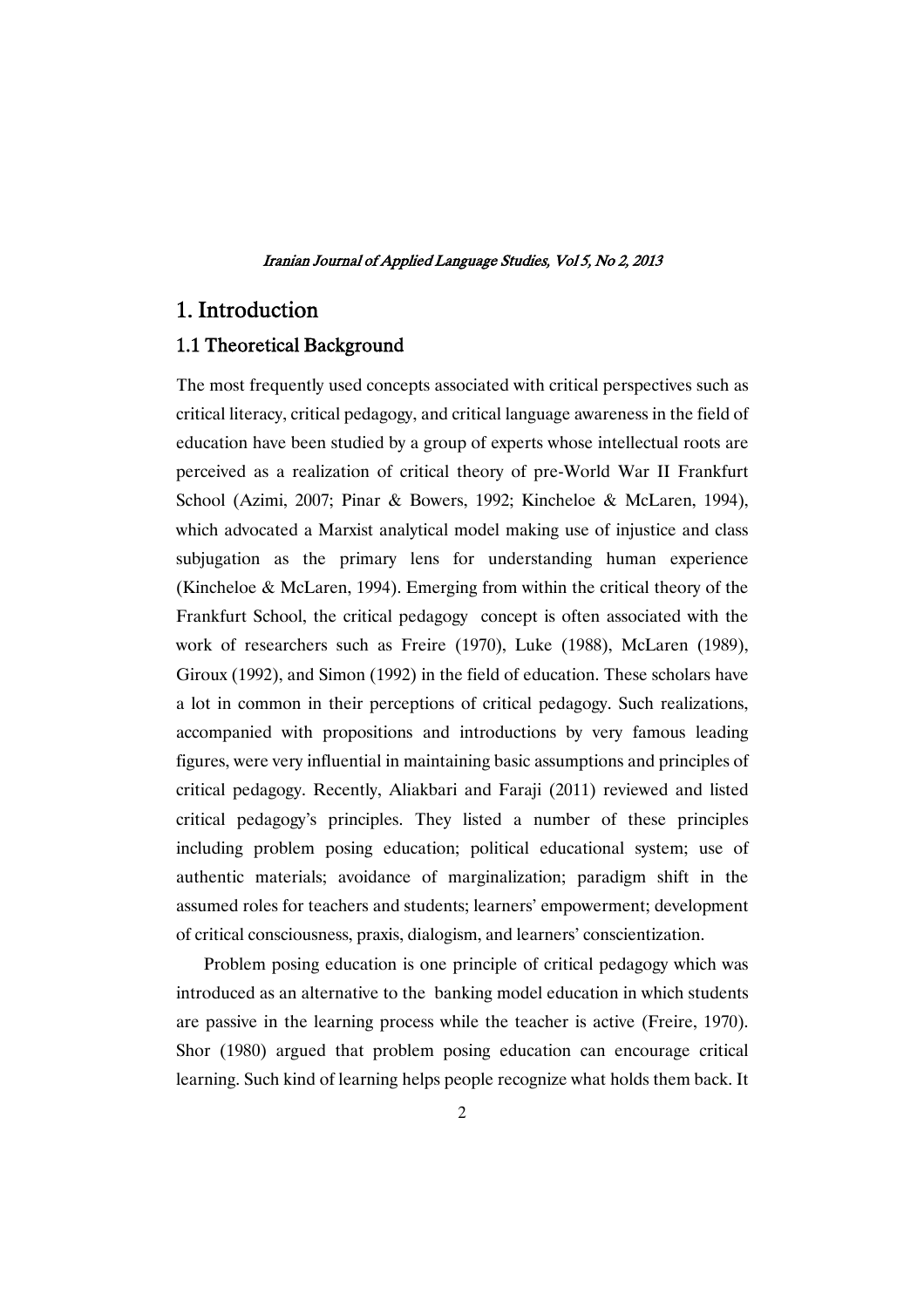# 1. Introduction

## 1.1 Theoretical Background

The most frequently used concepts associated with critical perspectives such as critical literacy, critical pedagogy, and critical language awareness in the field of education have been studied by a group of experts whose intellectual roots are perceived as a realization of critical theory of pre-World War II Frankfurt School (Azimi, 2007; Pinar & Bowers, 1992; Kincheloe & McLaren, 1994), which advocated a Marxist analytical model making use of injustice and class subjugation as the primary lens for understanding human experience (Kincheloe & McLaren, 1994). Emerging from within the critical theory of the Frankfurt School, the critical pedagogy concept is often associated with the work of researchers such as Freire (1970), Luke (1988), McLaren (1989), Giroux (1992), and Simon (1992) in the field of education. These scholars have a lot in common in their perceptions of critical pedagogy. Such realizations, accompanied with propositions and introductions by very famous leading figures, were very influential in maintaining basic assumptions and principles of critical pedagogy. Recently, Aliakbari and Faraji (2011) reviewed and listed critical pedagogy's principles. They listed a number of these principles including problem posing education; political educational system; use of authentic materials; avoidance of marginalization; paradigm shift in the assumed roles for teachers and students; learners' empowerment; development of critical consciousness, praxis, dialogism, and learners' conscientization.

Problem posing education is one principle of critical pedagogy which was introduced as an alternative to the banking model education in which students are passive in the learning process while the teacher is active (Freire, 1970). Shor (1980) argued that problem posing education can encourage critical learning. Such kind of learning helps people recognize what holds them back. It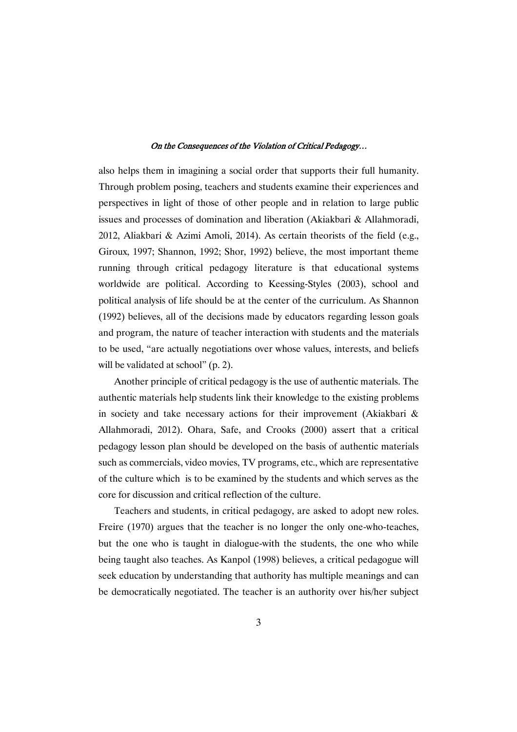also helps them in imagining a social order that supports their full humanity. Through problem posing, teachers and students examine their experiences and perspectives in light of those of other people and in relation to large public issues and processes of domination and liberation (Akiakbari & Allahmoradi, 2012, Aliakbari & Azimi Amoli, 2014). As certain theorists of the field (e.g., Giroux, 1997; Shannon, 1992; Shor, 1992) believe, the most important theme running through critical pedagogy literature is that educational systems worldwide are political. According to Keessing-Styles (2003), school and political analysis of life should be at the center of the curriculum. As Shannon (1992) believes, all of the decisions made by educators regarding lesson goals and program, the nature of teacher interaction with students and the materials to be used, "are actually negotiations over whose values, interests, and beliefs will be validated at school" (p. 2).

Another principle of critical pedagogy is the use of authentic materials. The authentic materials help students link their knowledge to the existing problems in society and take necessary actions for their improvement (Akiakbari & Allahmoradi, 2012). Ohara, Safe, and Crooks (2000) assert that a critical pedagogy lesson plan should be developed on the basis of authentic materials such as commercials, video movies, TV programs, etc., which are representative of the culture which is to be examined by the students and which serves as the core for discussion and critical reflection of the culture.

Teachers and students, in critical pedagogy, are asked to adopt new roles. Freire (1970) argues that the teacher is no longer the only one-who-teaches, but the one who is taught in dialogue-with the students, the one who while being taught also teaches. As Kanpol (1998) believes, a critical pedagogue will seek education by understanding that authority has multiple meanings and can be democratically negotiated. The teacher is an authority over his/her subject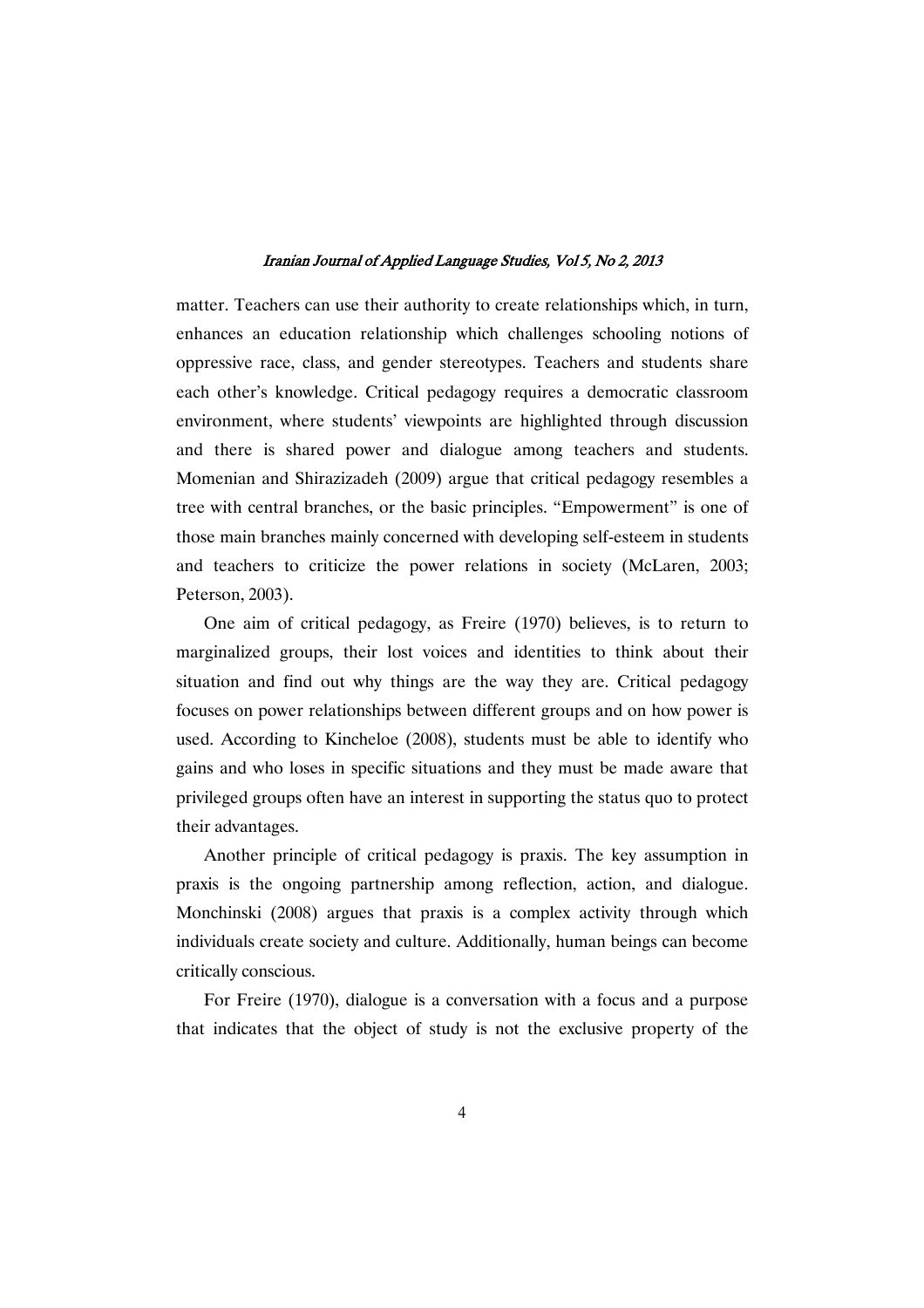matter. Teachers can use their authority to create relationships which, in turn, enhances an education relationship which challenges schooling notions of oppressive race, class, and gender stereotypes. Teachers and students share each other's knowledge. Critical pedagogy requires a democratic classroom environment, where students' viewpoints are highlighted through discussion and there is shared power and dialogue among teachers and students. Momenian and Shirazizadeh (2009) argue that critical pedagogy resembles a tree with central branches, or the basic principles. "Empowerment" is one of those main branches mainly concerned with developing self-esteem in students and teachers to criticize the power relations in society (McLaren, 2003; Peterson, 2003).

One aim of critical pedagogy, as Freire (1970) believes, is to return to marginalized groups, their lost voices and identities to think about their situation and find out why things are the way they are. Critical pedagogy focuses on power relationships between different groups and on how power is used. According to Kincheloe (2008), students must be able to identify who gains and who loses in specific situations and they must be made aware that privileged groups often have an interest in supporting the status quo to protect their advantages.

Another principle of critical pedagogy is praxis. The key assumption in praxis is the ongoing partnership among reflection, action, and dialogue. Monchinski (2008) argues that praxis is a complex activity through which individuals create society and culture. Additionally, human beings can become critically conscious.

For Freire (1970), dialogue is a conversation with a focus and a purpose that indicates that the object of study is not the exclusive property of the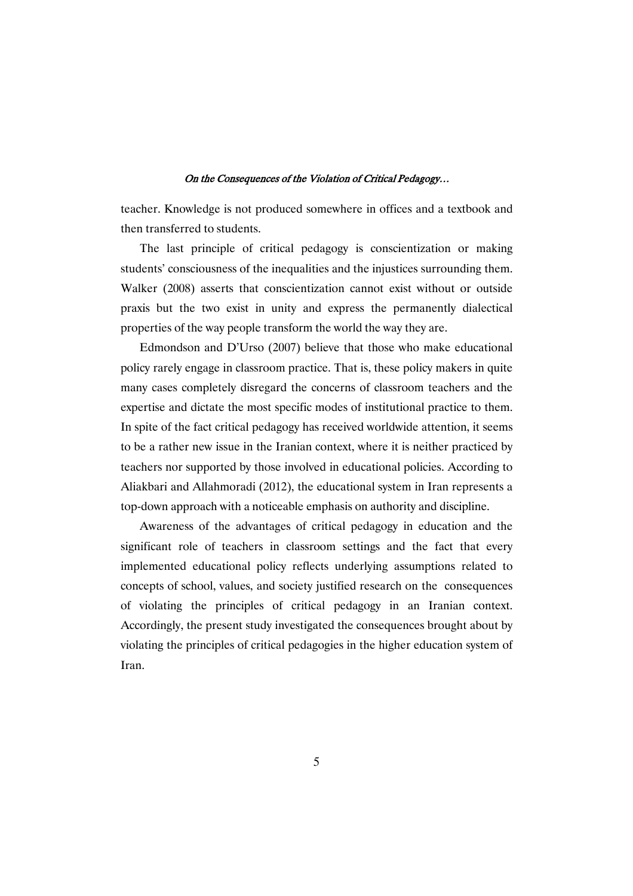teacher. Knowledge is not produced somewhere in offices and a textbook and then transferred to students.

The last principle of critical pedagogy is conscientization or making students' consciousness of the inequalities and the injustices surrounding them. Walker (2008) asserts that conscientization cannot exist without or outside praxis but the two exist in unity and express the permanently dialectical properties of the way people transform the world the way they are.

Edmondson and D'Urso (2007) believe that those who make educational policy rarely engage in classroom practice. That is, these policy makers in quite many cases completely disregard the concerns of classroom teachers and the expertise and dictate the most specific modes of institutional practice to them. In spite of the fact critical pedagogy has received worldwide attention, it seems to be a rather new issue in the Iranian context, where it is neither practiced by teachers nor supported by those involved in educational policies. According to Aliakbari and Allahmoradi (2012), the educational system in Iran represents a top-down approach with a noticeable emphasis on authority and discipline.

Awareness of the advantages of critical pedagogy in education and the significant role of teachers in classroom settings and the fact that every implemented educational policy reflects underlying assumptions related to concepts of school, values, and society justified research on the consequences of violating the principles of critical pedagogy in an Iranian context. Accordingly, the present study investigated the consequences brought about by violating the principles of critical pedagogies in the higher education system of Iran.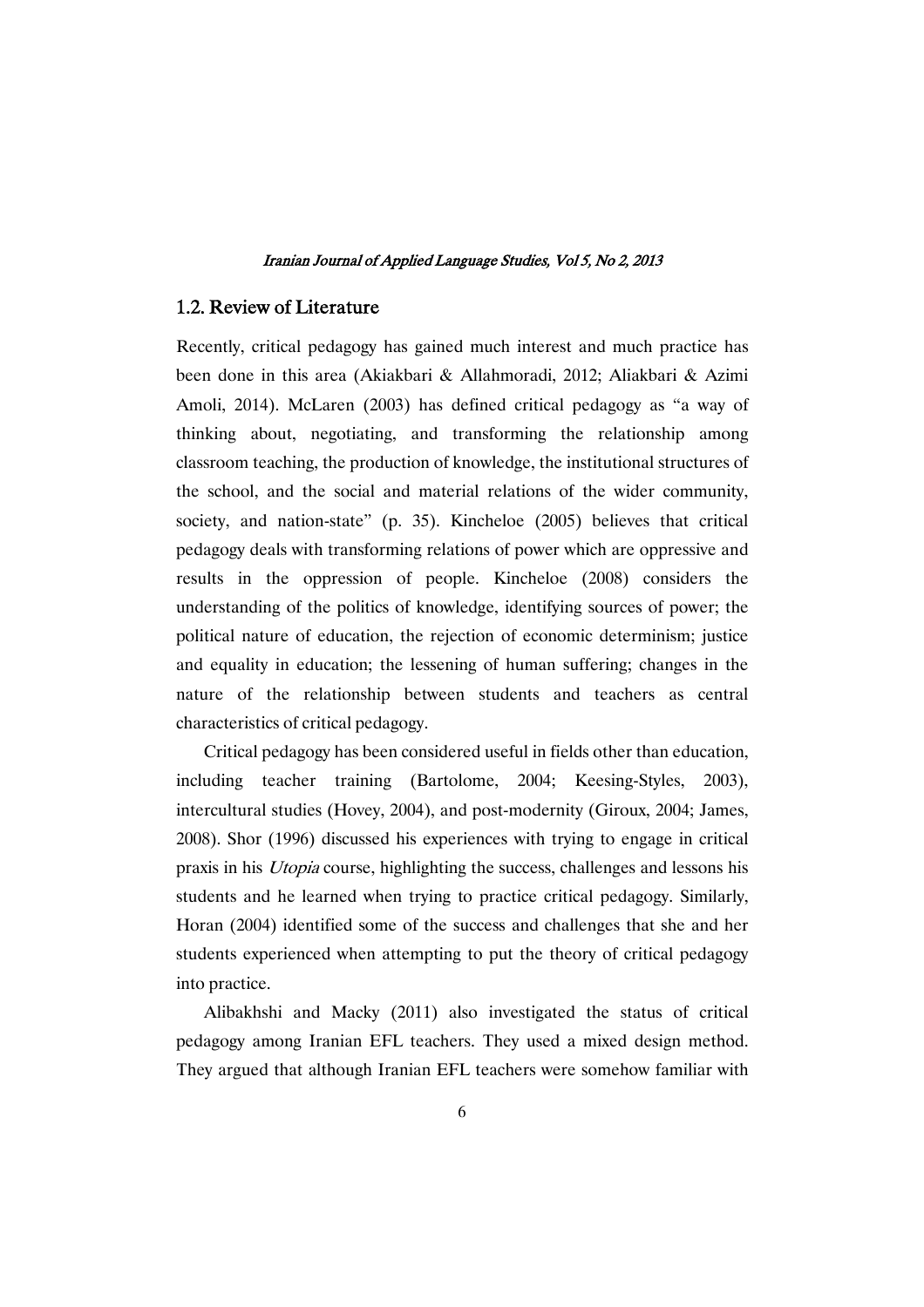## 1.2. Review of Literature

Recently, critical pedagogy has gained much interest and much practice has been done in this area (Akiakbari & Allahmoradi, 2012; Aliakbari & Azimi Amoli, 2014). McLaren (2003) has defined critical pedagogy as "a way of thinking about, negotiating, and transforming the relationship among classroom teaching, the production of knowledge, the institutional structures of the school, and the social and material relations of the wider community, society, and nation-state" (p. 35). Kincheloe (2005) believes that critical pedagogy deals with transforming relations of power which are oppressive and results in the oppression of people. Kincheloe (2008) considers the understanding of the politics of knowledge, identifying sources of power; the political nature of education, the rejection of economic determinism; justice and equality in education; the lessening of human suffering; changes in the nature of the relationship between students and teachers as central characteristics of critical pedagogy.

Critical pedagogy has been considered useful in fields other than education, including teacher training (Bartolome, 2004; Keesing-Styles, 2003), intercultural studies (Hovey, 2004), and post-modernity (Giroux, 2004; James, 2008). Shor (1996) discussed his experiences with trying to engage in critical praxis in his *Utopia* course, highlighting the success, challenges and lessons his students and he learned when trying to practice critical pedagogy. Similarly, Horan (2004) identified some of the success and challenges that she and her students experienced when attempting to put the theory of critical pedagogy into practice.

Alibakhshi and Macky (2011) also investigated the status of critical pedagogy among Iranian EFL teachers. They used a mixed design method. They argued that although Iranian EFL teachers were somehow familiar with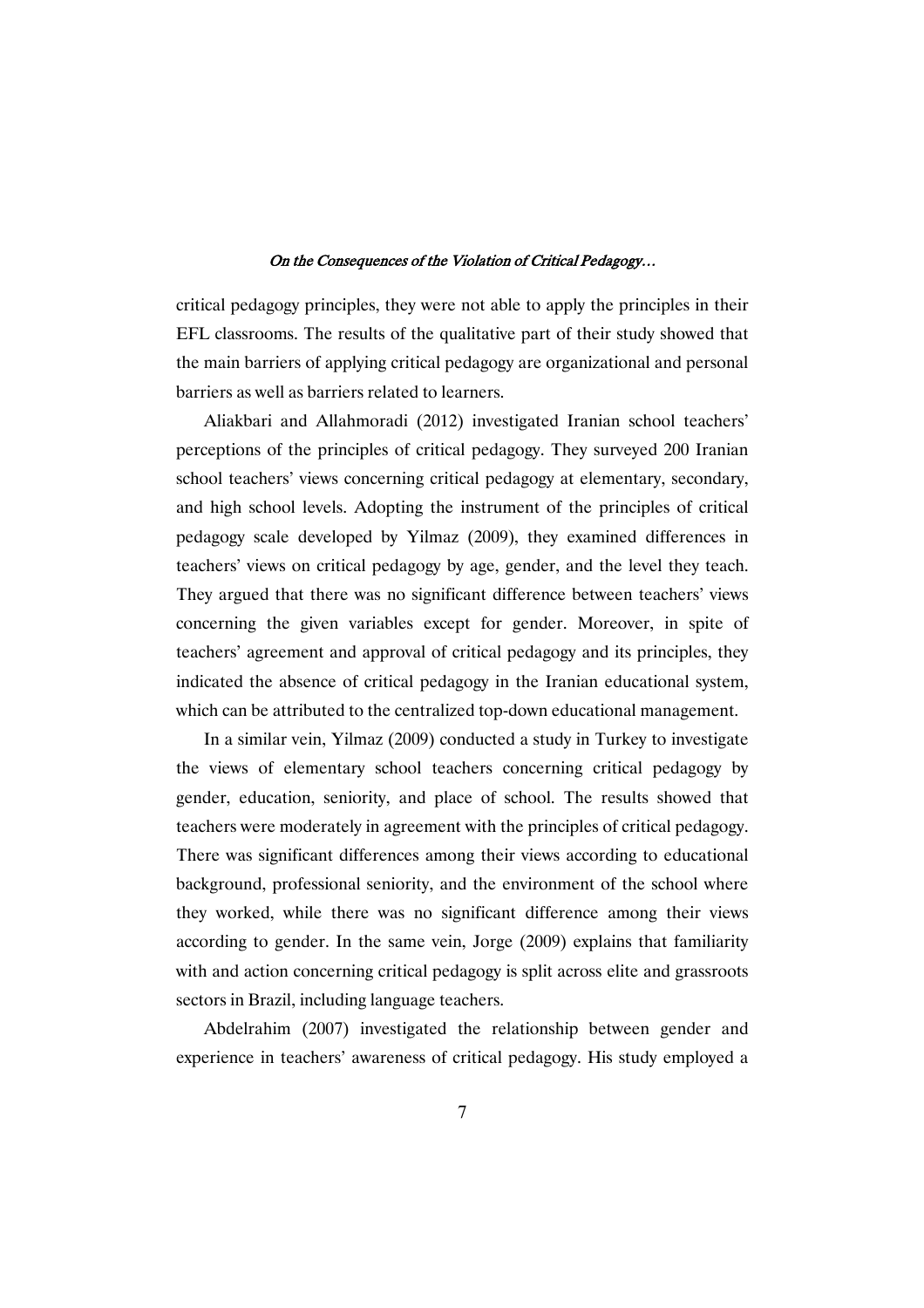critical pedagogy principles, they were not able to apply the principles in their EFL classrooms. The results of the qualitative part of their study showed that the main barriers of applying critical pedagogy are organizational and personal barriers as well as barriers related to learners.

Aliakbari and Allahmoradi (2012) investigated Iranian school teachers' perceptions of the principles of critical pedagogy. They surveyed 200 Iranian school teachers' views concerning critical pedagogy at elementary, secondary, and high school levels. Adopting the instrument of the principles of critical pedagogy scale developed by Yilmaz (2009), they examined differences in teachers' views on critical pedagogy by age, gender, and the level they teach. They argued that there was no significant difference between teachers' views concerning the given variables except for gender. Moreover, in spite of teachers' agreement and approval of critical pedagogy and its principles, they indicated the absence of critical pedagogy in the Iranian educational system, which can be attributed to the centralized top-down educational management.

In a similar vein, Yilmaz (2009) conducted a study in Turkey to investigate the views of elementary school teachers concerning critical pedagogy by gender, education, seniority, and place of school. The results showed that teachers were moderately in agreement with the principles of critical pedagogy. There was significant differences among their views according to educational background, professional seniority, and the environment of the school where they worked, while there was no significant difference among their views according to gender. In the same vein, Jorge (2009) explains that familiarity with and action concerning critical pedagogy is split across elite and grassroots sectors in Brazil, including language teachers.

Abdelrahim (2007) investigated the relationship between gender and experience in teachers' awareness of critical pedagogy. His study employed a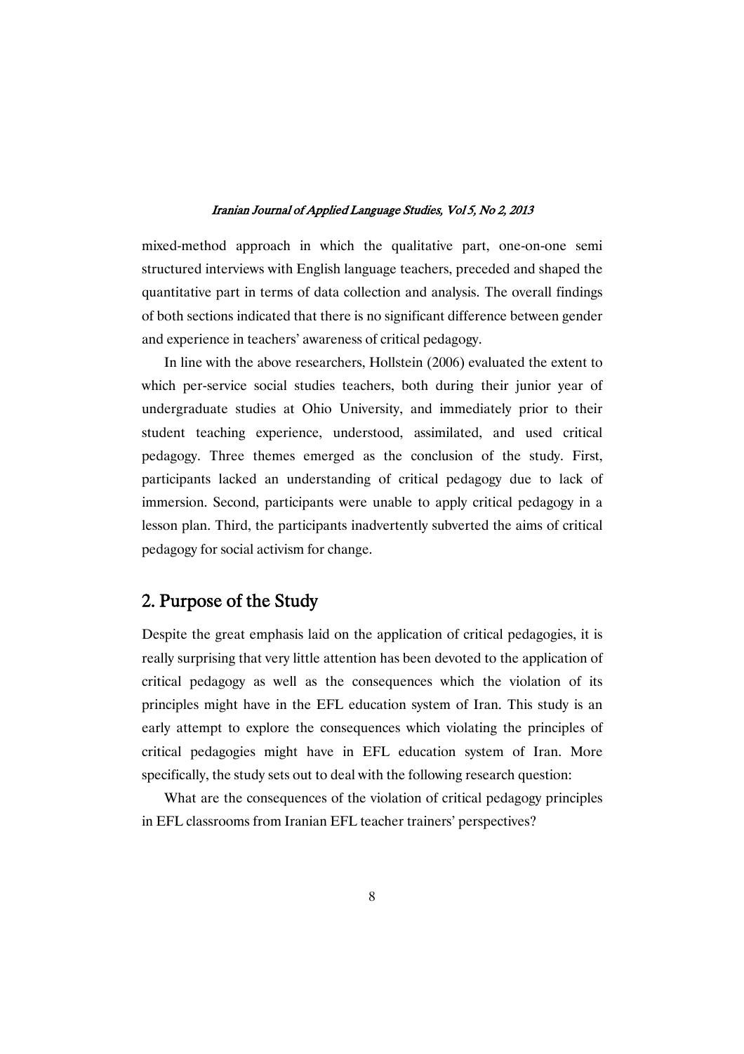mixed-method approach in which the qualitative part, one-on-one semi structured interviews with English language teachers, preceded and shaped the quantitative part in terms of data collection and analysis. The overall findings of both sections indicated that there is no significant difference between gender and experience in teachers' awareness of critical pedagogy.

In line with the above researchers, Hollstein (2006) evaluated the extent to which per-service social studies teachers, both during their junior year of undergraduate studies at Ohio University, and immediately prior to their student teaching experience, understood, assimilated, and used critical pedagogy. Three themes emerged as the conclusion of the study. First, participants lacked an understanding of critical pedagogy due to lack of immersion. Second, participants were unable to apply critical pedagogy in a lesson plan. Third, the participants inadvertently subverted the aims of critical pedagogy for social activism for change.

## 2. Purpose of the Study

Despite the great emphasis laid on the application of critical pedagogies, it is really surprising that very little attention has been devoted to the application of critical pedagogy as well as the consequences which the violation of its principles might have in the EFL education system of Iran. This study is an early attempt to explore the consequences which violating the principles of critical pedagogies might have in EFL education system of Iran. More specifically, the study sets out to deal with the following research question:

What are the consequences of the violation of critical pedagogy principles in EFL classrooms from Iranian EFL teacher trainers' perspectives?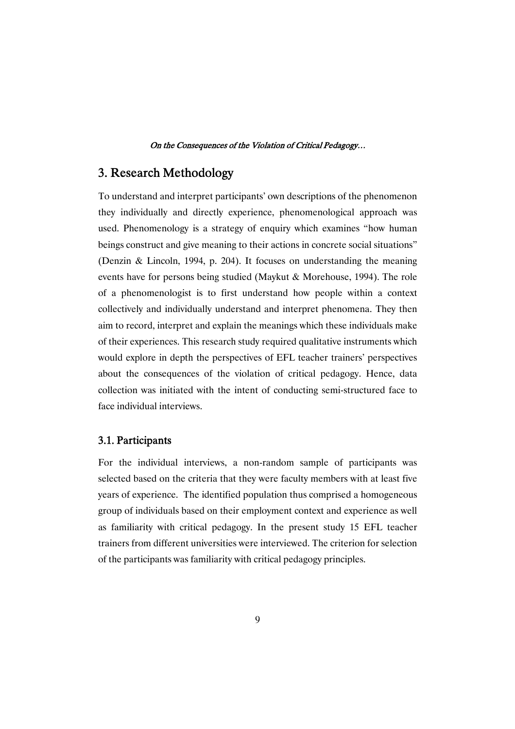## 3. Research Methodology

To understand and interpret participants' own descriptions of the phenomenon they individually and directly experience, phenomenological approach was used. Phenomenology is a strategy of enquiry which examines "how human beings construct and give meaning to their actions in concrete social situations" (Denzin & Lincoln, 1994, p. 204). It focuses on understanding the meaning events have for persons being studied (Maykut & Morehouse, 1994). The role of a phenomenologist is to first understand how people within a context collectively and individually understand and interpret phenomena. They then aim to record, interpret and explain the meanings which these individuals make of their experiences. This research study required qualitative instruments which would explore in depth the perspectives of EFL teacher trainers' perspectives about the consequences of the violation of critical pedagogy. Hence, data collection was initiated with the intent of conducting semi-structured face to face individual interviews.

### 3.1. Participants

For the individual interviews, a non-random sample of participants was selected based on the criteria that they were faculty members with at least five years of experience. The identified population thus comprised a homogeneous group of individuals based on their employment context and experience as well as familiarity with critical pedagogy. In the present study 15 EFL teacher trainers from different universities were interviewed. The criterion for selection of the participants was familiarity with critical pedagogy principles.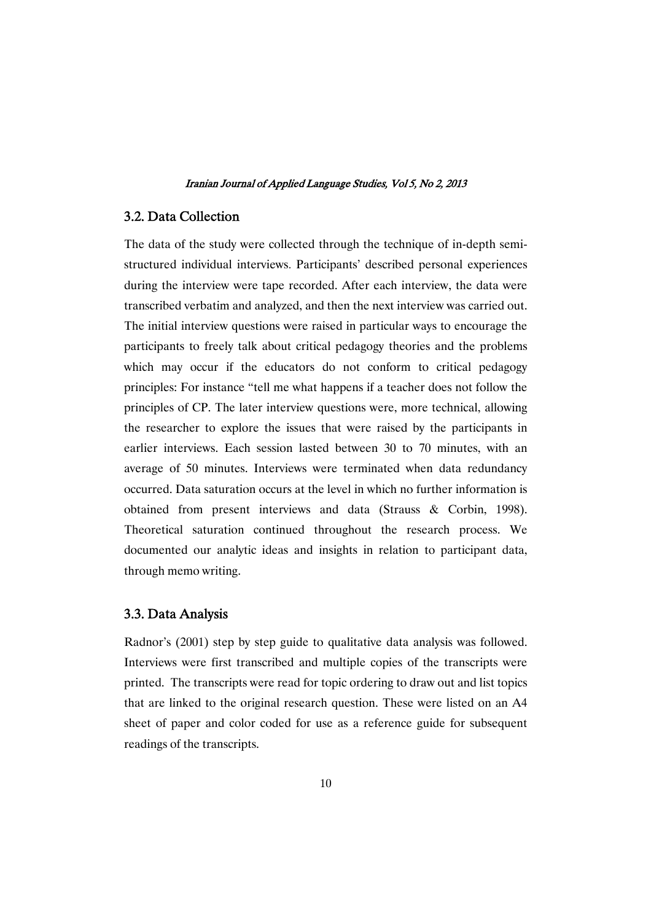## 3.2. Data Collection

The data of the study were collected through the technique of in-depth semi-structured individual interviews. Participants' described personal experiences during the interview were tape recorded. After each interview, the data were transcribed verbatim and analyzed, and then the next interview was carried out. The initial interview questions were raised in particular ways to encourage the participants to freely talk about critical pedagogy theories and the problems which may occur if the educators do not conform to critical pedagogy principles: For instance "tell me what happens if a teacher does not follow the principles of CP. The later interview questions were, more technical, allowing the researcher to explore the issues that were raised by the participants in earlier interviews. Each session lasted between 30 to 70 minutes, with an average of 50 minutes. Interviews were terminated when data redundancy occurred. Data saturation occurs at the level in which no further information is obtained from present interviews and data (Strauss & Corbin, 1998). Theoretical saturation continued throughout the research process. We documented our analytic ideas and insights in relation to participant data, through memo writing.

## 3.3. Data Analysis

Radnor's (2001) step by step guide to qualitative data analysis was followed. Interviews were first transcribed and multiple copies of the transcripts were printed. The transcripts were read for topic ordering to draw out and list topics that are linked to the original research question. These were listed on an A4 sheet of paper and color coded for use as a reference guide for subsequent readings of the transcripts.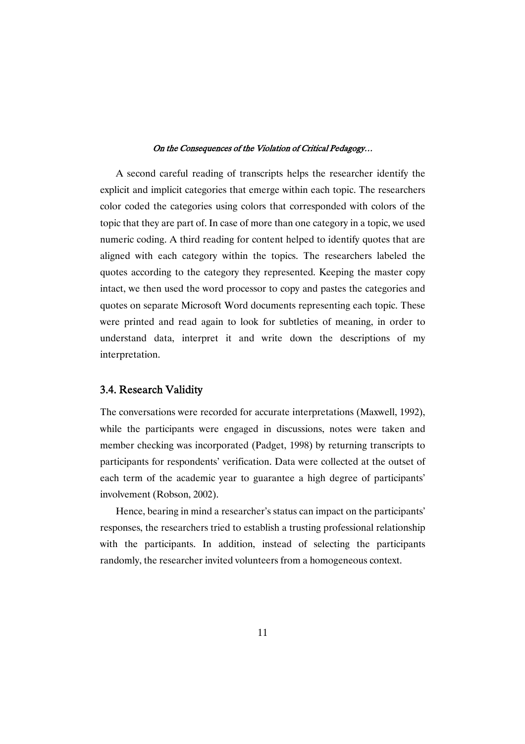A second careful reading of transcripts helps the researcher identify the explicit and implicit categories that emerge within each topic. The researchers color coded the categories using colors that corresponded with colors of the topic that they are part of. In case of more than one category in a topic, we used numeric coding. A third reading for content helped to identify quotes that are aligned with each category within the topics. The researchers labeled the quotes according to the category they represented. Keeping the master copy intact, we then used the word processor to copy and pastes the categories and quotes on separate Microsoft Word documents representing each topic. These were printed and read again to look for subtleties of meaning, in order to understand data, interpret it and write down the descriptions of my interpretation.

### 3.4. Research Validity

The conversations were recorded for accurate interpretations (Maxwell, 1992), while the participants were engaged in discussions, notes were taken and member checking was incorporated (Padget, 1998) by returning transcripts to participants for respondents' verification. Data were collected at the outset of each term of the academic year to guarantee a high degree of participants' involvement (Robson, 2002).

Hence, bearing in mind a researcher's status can impact on the participants' responses, the researchers tried to establish a trusting professional relationship with the participants. In addition, instead of selecting the participants randomly, the researcher invited volunteers from a homogeneous context.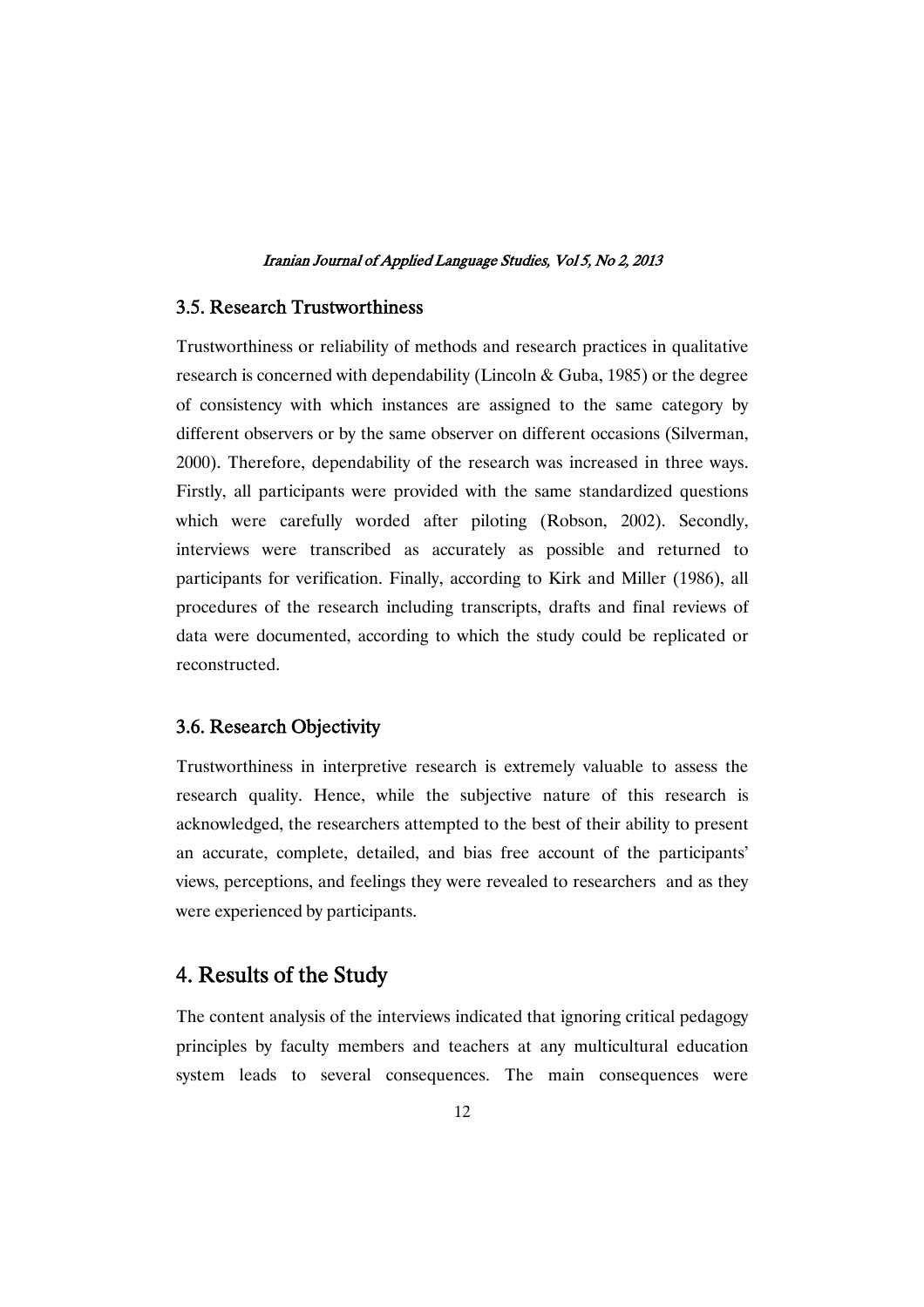### 3.5. Research Trustworthiness

Trustworthiness or reliability of methods and research practices in qualitative research is concerned with dependability (Lincoln & Guba, 1985) or the degree of consistency with which instances are assigned to the same category by different observers or by the same observer on different occasions (Silverman, 2000). Therefore, dependability of the research was increased in three ways. Firstly, all participants were provided with the same standardized questions which were carefully worded after piloting (Robson, 2002). Secondly, interviews were transcribed as accurately as possible and returned to participants for verification. Finally, according to Kirk and Miller (1986), all procedures of the research including transcripts, drafts and final reviews of data were documented, according to which the study could be replicated or reconstructed.

### 3.6. Research Objectivity

Trustworthiness in interpretive research is extremely valuable to assess the research quality. Hence, while the subjective nature of this research is acknowledged, the researchers attempted to the best of their ability to present an accurate, complete, detailed, and bias free account of the participants' views, perceptions, and feelings they were revealed to researchers and as they were experienced by participants.

## 4. Results of the Study

The content analysis of the interviews indicated that ignoring critical pedagogy principles by faculty members and teachers at any multicultural education system leads to several consequences. The main consequences were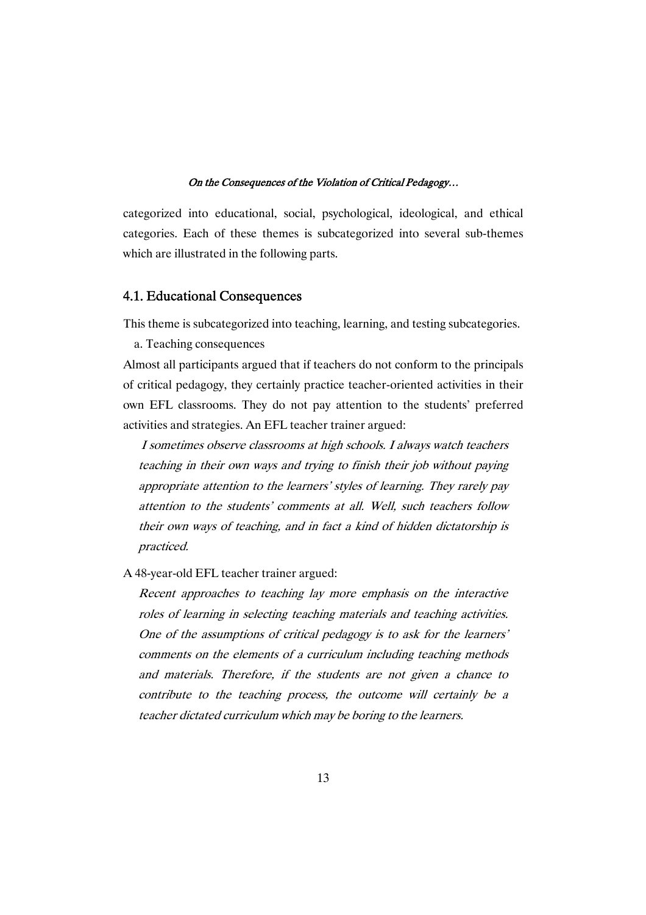categorized into educational, social, psychological, ideological, and ethical categories. Each of these themes is subcategorized into several sub-themes which are illustrated in the following parts.

## 4.1. Educational Consequences

This theme is subcategorized into teaching, learning, and testing subcategories.

a. Teaching consequences

Almost all participants argued that if teachers do not conform to the principals of critical pedagogy, they certainly practice teacher-oriented activities in their own EFL classrooms. They do not pay attention to the students' preferred activities and strategies. An EFL teacher trainer argued:

> *I sometimes observe classrooms at high schools. I always watch teachers teaching in their own ways and trying to finish their job without paying appropriate attention to the learners' styles of learning. They rarely pay attention to the students' comments at all. Well, such teachers follow their own ways of teaching, and in fact a kind of hidden dictatorship is practiced.*

A 48-year-old EFL teacher trainer argued:

> *Recent approaches to teaching lay more emphasis on the interactive roles of learning in selecting teaching materials and teaching activities. One of the assumptions of critical pedagogy is to ask for the learners' comments on the elements of a curriculum including teaching methods and materials. Therefore, if the students are not given a chance to contribute to the teaching process, the outcome will certainly be a teacher dictated curriculum which may be boring to the learners.*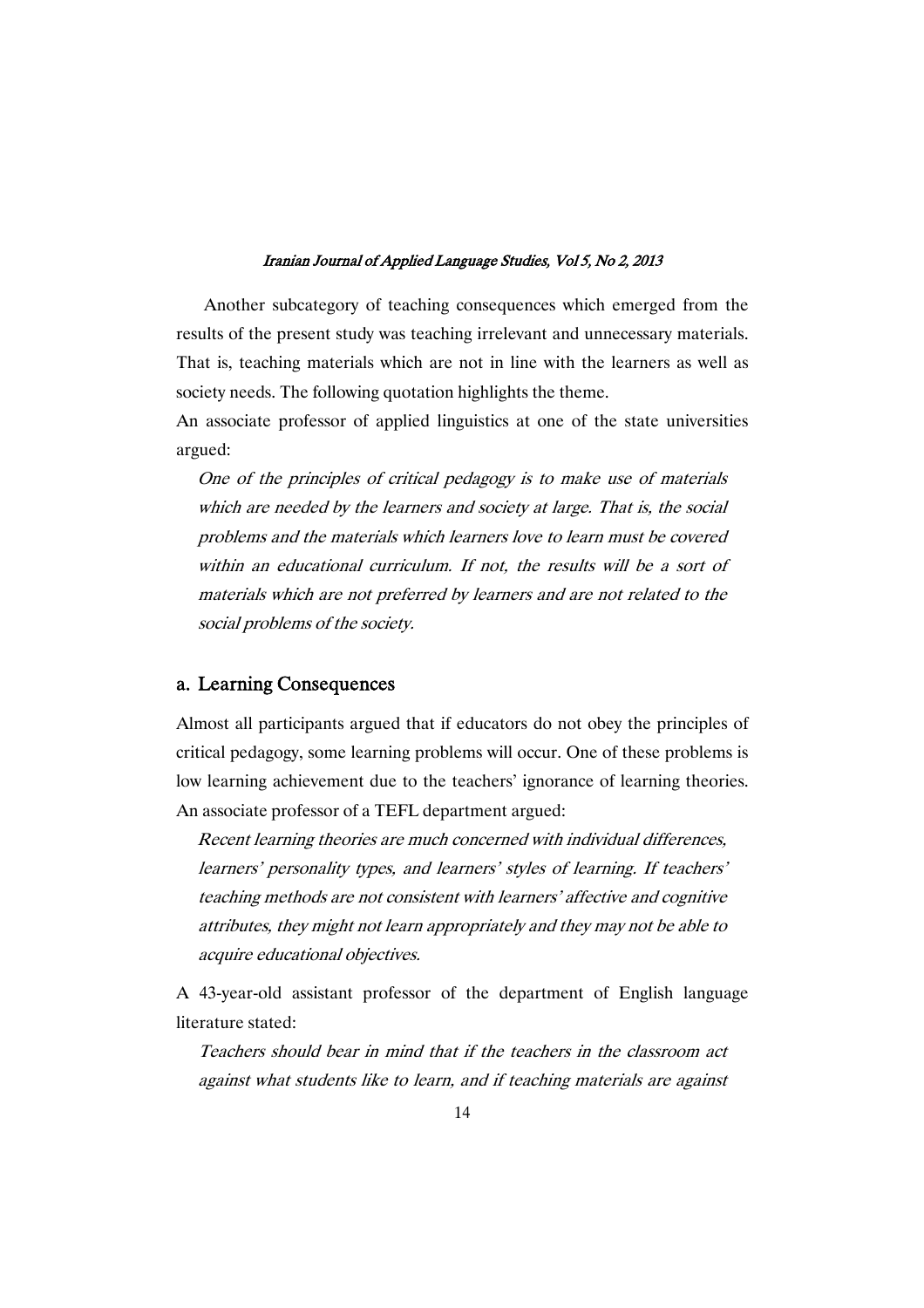Another subcategory of teaching consequences which emerged from the results of the present study was teaching irrelevant and unnecessary materials. That is, teaching materials which are not in line with the learners as well as society needs. The following quotation highlights the theme.

An associate professor of applied linguistics at one of the state universities argued:

> *One of the principles of critical pedagogy is to make use of materials which are needed by the learners and society at large. That is, the social problems and the materials which learners love to learn must be covered within an educational curriculum. If not, the results will be a sort of materials which are not preferred by learners and are not related to the social problems of the society.*

## a. Learning Consequences

Almost all participants argued that if educators do not obey the principles of critical pedagogy, some learning problems will occur. One of these problems is low learning achievement due to the teachers' ignorance of learning theories. An associate professor of a TEFL department argued:

> *Recent learning theories are much concerned with individual differences, learners' personality types, and learners' styles of learning. If teachers' teaching methods are not consistent with learners' affective and cognitive attributes, they might not learn appropriately and they may not be able to acquire educational objectives.*

A 43-year-old assistant professor of the department of English language literature stated:

> *Teachers should bear in mind that if the teachers in the classroom act against what students like to learn, and if teaching materials are against*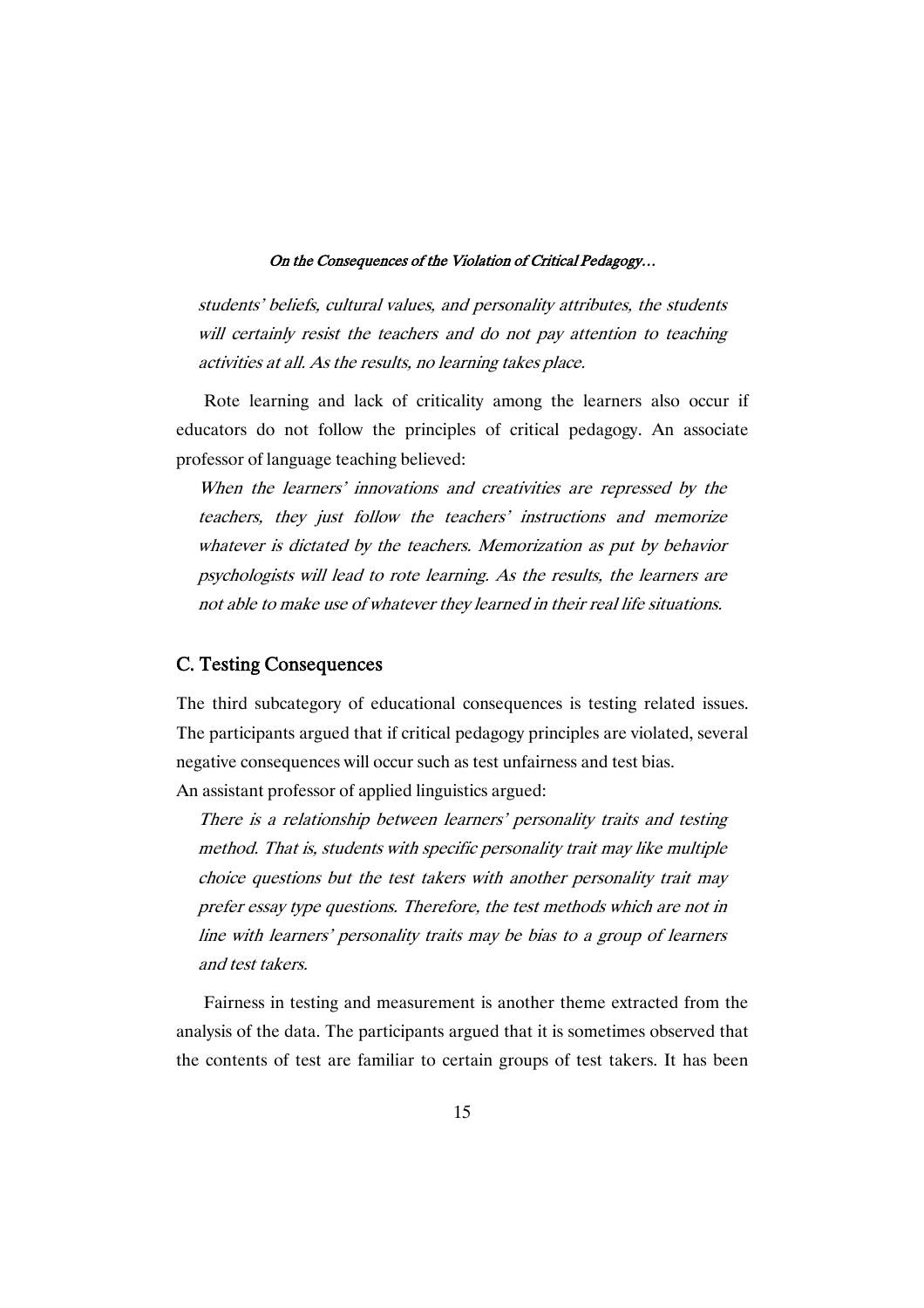*students' beliefs, cultural values, and personality attributes, the students will certainly resist the teachers and do not pay attention to teaching activities at all. As the results, no learning takes place.*

Rote learning and lack of criticality among the learners also occur if educators do not follow the principles of critical pedagogy. An associate professor of language teaching believed:

> *When the learners' innovations and creativities are repressed by the teachers, they just follow the teachers' instructions and memorize whatever is dictated by the teachers. Memorization as put by behavior psychologists will lead to rote learning. As the results, the learners are not able to make use of whatever they learned in their real life situations.*

## C. Testing Consequences

The third subcategory of educational consequences is testing related issues. The participants argued that if critical pedagogy principles are violated, several negative consequences will occur such as test unfairness and test bias.
An assistant professor of applied linguistics argued:

> *There is a relationship between learners' personality traits and testing method. That is, students with specific personality trait may like multiple choice questions but the test takers with another personality trait may prefer essay type questions. Therefore, the test methods which are not in line with learners' personality traits may be bias to a group of learners and test takers.*

Fairness in testing and measurement is another theme extracted from the analysis of the data. The participants argued that it is sometimes observed that the contents of test are familiar to certain groups of test takers. It has been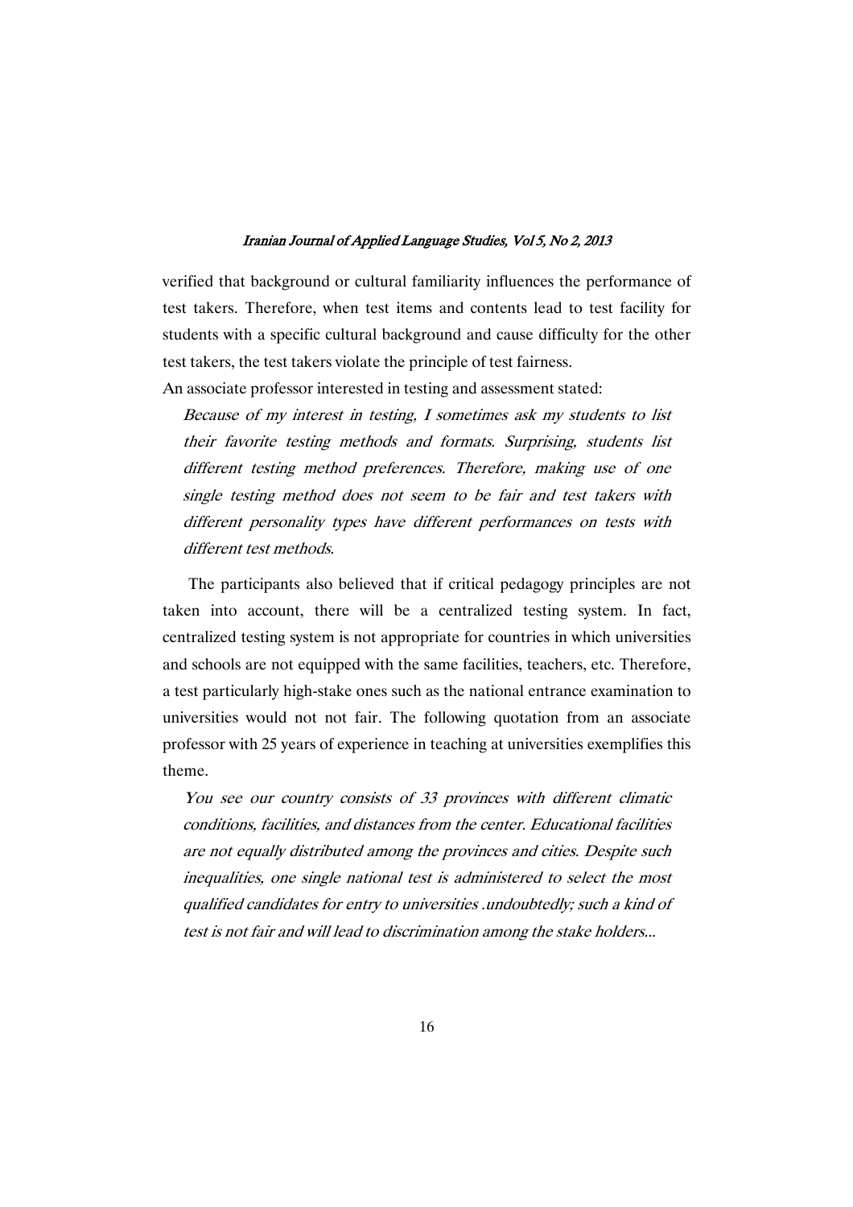verified that background or cultural familiarity influences the performance of test takers. Therefore, when test items and contents lead to test facility for students with a specific cultural background and cause difficulty for the other test takers, the test takers violate the principle of test fairness.

An associate professor interested in testing and assessment stated:

> *Because of my interest in testing, I sometimes ask my students to list their favorite testing methods and formats. Surprising, students list different testing method preferences. Therefore, making use of one single testing method does not seem to be fair and test takers with different personality types have different performances on tests with different test methods.*

The participants also believed that if critical pedagogy principles are not taken into account, there will be a centralized testing system. In fact, centralized testing system is not appropriate for countries in which universities and schools are not equipped with the same facilities, teachers, etc. Therefore, a test particularly high-stake ones such as the national entrance examination to universities would not not fair. The following quotation from an associate professor with 25 years of experience in teaching at universities exemplifies this theme.

> *You see our country consists of 33 provinces with different climatic conditions, facilities, and distances from the center. Educational facilities are not equally distributed among the provinces and cities. Despite such inequalities, one single national test is administered to select the most qualified candidates for entry to universities .undoubtedly; such a kind of test is not fair and will lead to discrimination among the stake holders...*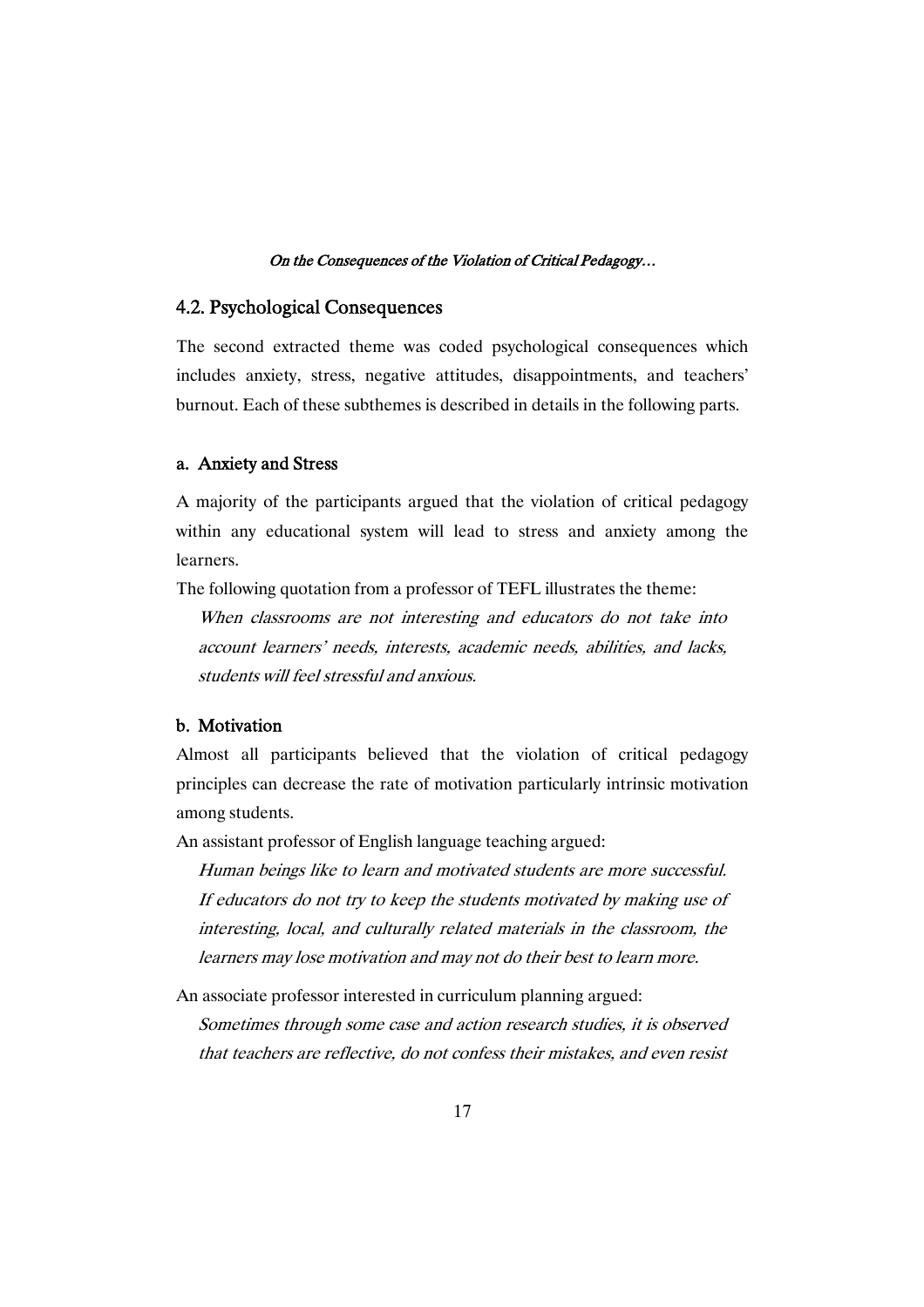## 4.2. Psychological Consequences

The second extracted theme was coded psychological consequences which includes anxiety, stress, negative attitudes, disappointments, and teachers' burnout. Each of these subthemes is described in details in the following parts.

### a. Anxiety and Stress

A majority of the participants argued that the violation of critical pedagogy within any educational system will lead to stress and anxiety among the learners.

The following quotation from a professor of TEFL illustrates the theme:

> *When classrooms are not interesting and educators do not take into account learners' needs, interests, academic needs, abilities, and lacks, students will feel stressful and anxious.*

### b. Motivation

Almost all participants believed that the violation of critical pedagogy principles can decrease the rate of motivation particularly intrinsic motivation among students.

An assistant professor of English language teaching argued:

> *Human beings like to learn and motivated students are more successful. If educators do not try to keep the students motivated by making use of interesting, local, and culturally related materials in the classroom, the learners may lose motivation and may not do their best to learn more.*

An associate professor interested in curriculum planning argued:

> *Sometimes through some case and action research studies, it is observed that teachers are reflective, do not confess their mistakes, and even resist*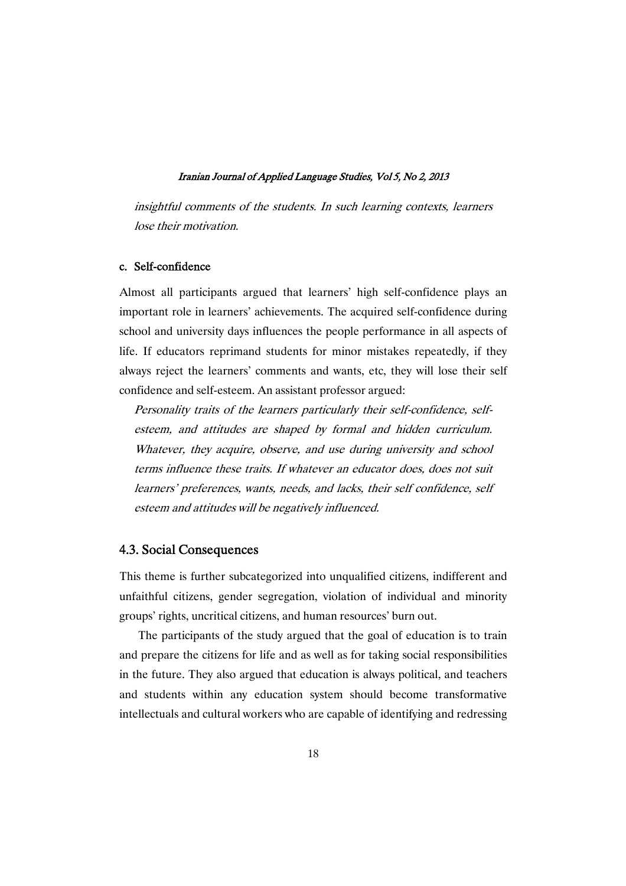*insightful comments of the students. In such learning contexts, learners lose their motivation.*

#### c. Self-confidence

Almost all participants argued that learners' high self-confidence plays an important role in learners' achievements. The acquired self-confidence during school and university days influences the people performance in all aspects of life. If educators reprimand students for minor mistakes repeatedly, if they always reject the learners' comments and wants, etc, they will lose their self confidence and self-esteem. An assistant professor argued:

> *Personality traits of the learners particularly their self-confidence, self-esteem, and attitudes are shaped by formal and hidden curriculum. Whatever, they acquire, observe, and use during university and school terms influence these traits. If whatever an educator does, does not suit learners' preferences, wants, needs, and lacks, their self confidence, self esteem and attitudes will be negatively influenced.*

### 4.3. Social Consequences

This theme is further subcategorized into unqualified citizens, indifferent and unfaithful citizens, gender segregation, violation of individual and minority groups' rights, uncritical citizens, and human resources' burn out.

The participants of the study argued that the goal of education is to train and prepare the citizens for life and as well as for taking social responsibilities in the future. They also argued that education is always political, and teachers and students within any education system should become transformative intellectuals and cultural workers who are capable of identifying and redressing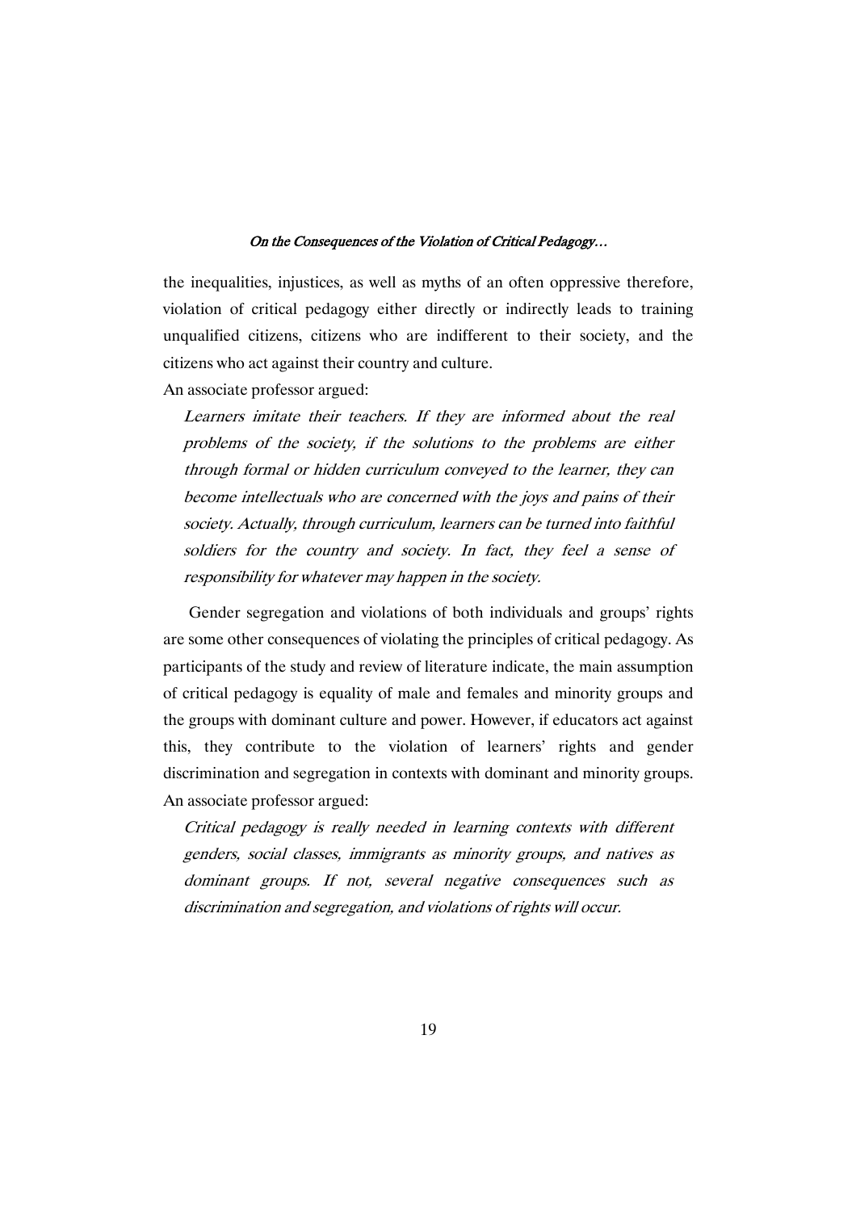the inequalities, injustices, as well as myths of an often oppressive therefore, violation of critical pedagogy either directly or indirectly leads to training unqualified citizens, citizens who are indifferent to their society, and the citizens who act against their country and culture.

An associate professor argued:

> *Learners imitate their teachers. If they are informed about the real problems of the society, if the solutions to the problems are either through formal or hidden curriculum conveyed to the learner, they can become intellectuals who are concerned with the joys and pains of their society. Actually, through curriculum, learners can be turned into faithful soldiers for the country and society. In fact, they feel a sense of responsibility for whatever may happen in the society.*

Gender segregation and violations of both individuals and groups' rights are some other consequences of violating the principles of critical pedagogy. As participants of the study and review of literature indicate, the main assumption of critical pedagogy is equality of male and females and minority groups and the groups with dominant culture and power. However, if educators act against this, they contribute to the violation of learners' rights and gender discrimination and segregation in contexts with dominant and minority groups.

An associate professor argued:

> *Critical pedagogy is really needed in learning contexts with different genders, social classes, immigrants as minority groups, and natives as dominant groups. If not, several negative consequences such as discrimination and segregation, and violations of rights will occur.*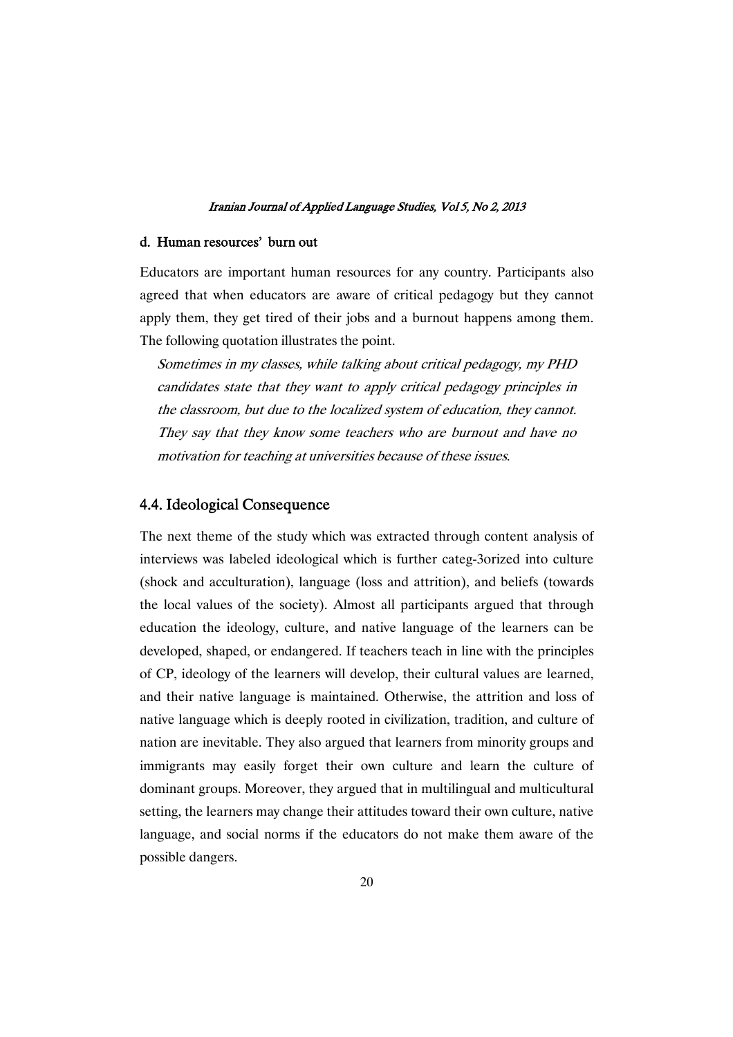### d. Human resources' burn out

Educators are important human resources for any country. Participants also agreed that when educators are aware of critical pedagogy but they cannot apply them, they get tired of their jobs and a burnout happens among them. The following quotation illustrates the point.

> *Sometimes in my classes, while talking about critical pedagogy, my PHD candidates state that they want to apply critical pedagogy principles in the classroom, but due to the localized system of education, they cannot. They say that they know some teachers who are burnout and have no motivation for teaching at universities because of these issues.*

## 4.4. Ideological Consequence

The next theme of the study which was extracted through content analysis of interviews was labeled ideological which is further categ-3orized into culture (shock and acculturation), language (loss and attrition), and beliefs (towards the local values of the society). Almost all participants argued that through education the ideology, culture, and native language of the learners can be developed, shaped, or endangered. If teachers teach in line with the principles of CP, ideology of the learners will develop, their cultural values are learned, and their native language is maintained. Otherwise, the attrition and loss of native language which is deeply rooted in civilization, tradition, and culture of nation are inevitable. They also argued that learners from minority groups and immigrants may easily forget their own culture and learn the culture of dominant groups. Moreover, they argued that in multilingual and multicultural setting, the learners may change their attitudes toward their own culture, native language, and social norms if the educators do not make them aware of the possible dangers.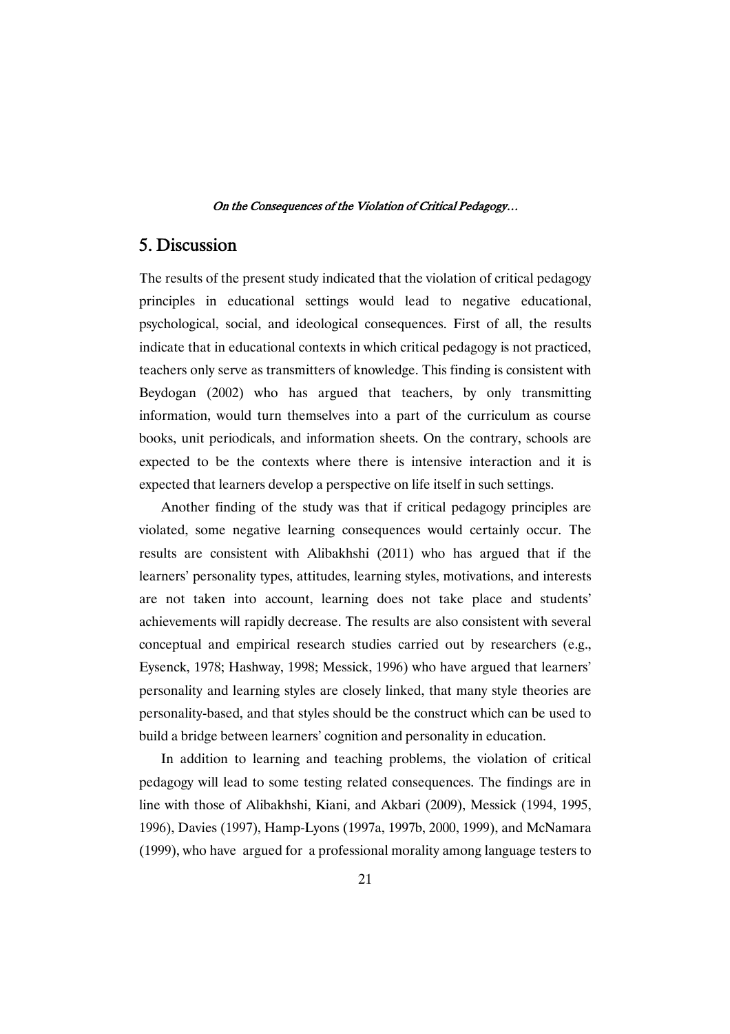## 5. Discussion

The results of the present study indicated that the violation of critical pedagogy principles in educational settings would lead to negative educational, psychological, social, and ideological consequences. First of all, the results indicate that in educational contexts in which critical pedagogy is not practiced, teachers only serve as transmitters of knowledge. This finding is consistent with Beydogan (2002) who has argued that teachers, by only transmitting information, would turn themselves into a part of the curriculum as course books, unit periodicals, and information sheets. On the contrary, schools are expected to be the contexts where there is intensive interaction and it is expected that learners develop a perspective on life itself in such settings.

Another finding of the study was that if critical pedagogy principles are violated, some negative learning consequences would certainly occur. The results are consistent with Alibakhshi (2011) who has argued that if the learners' personality types, attitudes, learning styles, motivations, and interests are not taken into account, learning does not take place and students' achievements will rapidly decrease. The results are also consistent with several conceptual and empirical research studies carried out by researchers (e.g., Eysenck, 1978; Hashway, 1998; Messick, 1996) who have argued that learners' personality and learning styles are closely linked, that many style theories are personality-based, and that styles should be the construct which can be used to build a bridge between learners' cognition and personality in education.

In addition to learning and teaching problems, the violation of critical pedagogy will lead to some testing related consequences. The findings are in line with those of Alibakhshi, Kiani, and Akbari (2009), Messick (1994, 1995, 1996), Davies (1997), Hamp-Lyons (1997a, 1997b, 2000, 1999), and McNamara (1999), who have argued for a professional morality among language testers to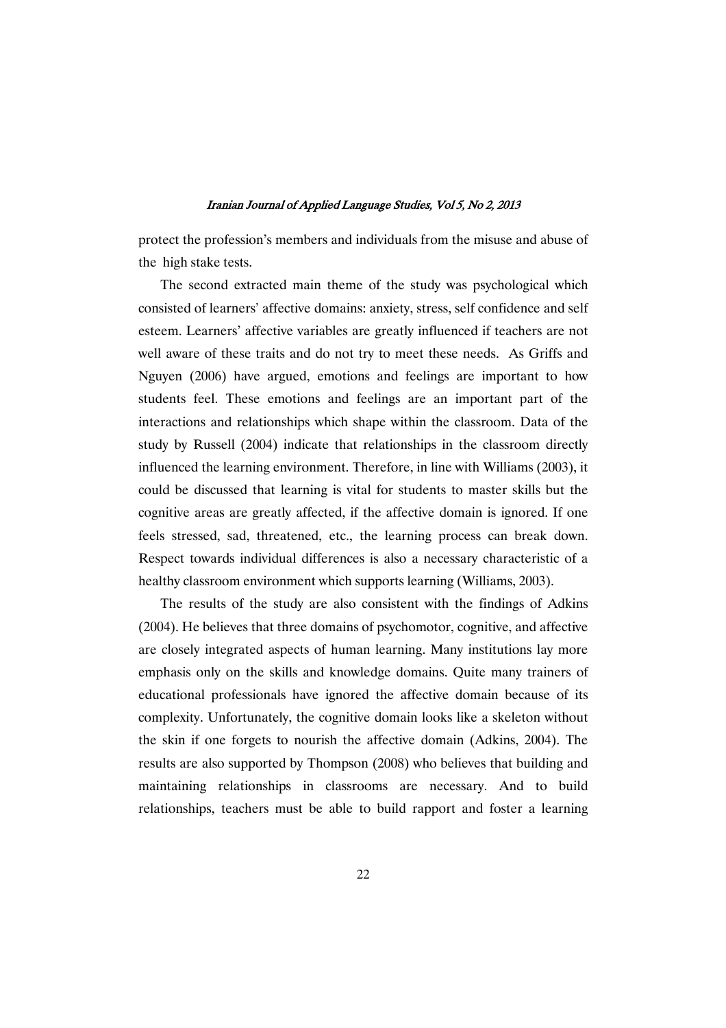protect the profession's members and individuals from the misuse and abuse of the high stake tests.

The second extracted main theme of the study was psychological which consisted of learners' affective domains: anxiety, stress, self confidence and self esteem. Learners' affective variables are greatly influenced if teachers are not well aware of these traits and do not try to meet these needs. As Griffs and Nguyen (2006) have argued, emotions and feelings are important to how students feel. These emotions and feelings are an important part of the interactions and relationships which shape within the classroom. Data of the study by Russell (2004) indicate that relationships in the classroom directly influenced the learning environment. Therefore, in line with Williams (2003), it could be discussed that learning is vital for students to master skills but the cognitive areas are greatly affected, if the affective domain is ignored. If one feels stressed, sad, threatened, etc., the learning process can break down. Respect towards individual differences is also a necessary characteristic of a healthy classroom environment which supports learning (Williams, 2003).

The results of the study are also consistent with the findings of Adkins (2004). He believes that three domains of psychomotor, cognitive, and affective are closely integrated aspects of human learning. Many institutions lay more emphasis only on the skills and knowledge domains. Quite many trainers of educational professionals have ignored the affective domain because of its complexity. Unfortunately, the cognitive domain looks like a skeleton without the skin if one forgets to nourish the affective domain (Adkins, 2004). The results are also supported by Thompson (2008) who believes that building and maintaining relationships in classrooms are necessary. And to build relationships, teachers must be able to build rapport and foster a learning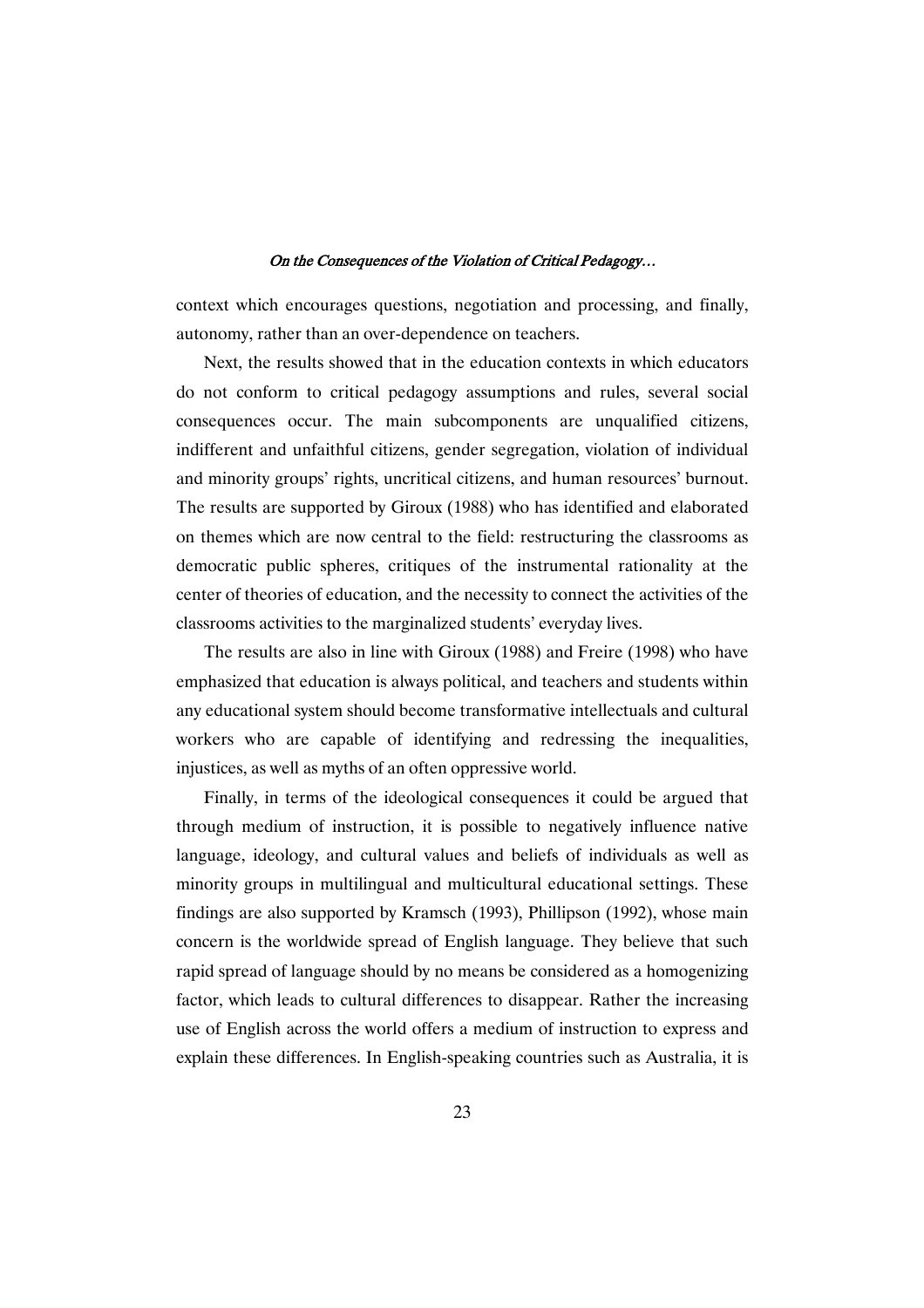context which encourages questions, negotiation and processing, and finally, autonomy, rather than an over-dependence on teachers.

Next, the results showed that in the education contexts in which educators do not conform to critical pedagogy assumptions and rules, several social consequences occur. The main subcomponents are unqualified citizens, indifferent and unfaithful citizens, gender segregation, violation of individual and minority groups' rights, uncritical citizens, and human resources' burnout. The results are supported by Giroux (1988) who has identified and elaborated on themes which are now central to the field: restructuring the classrooms as democratic public spheres, critiques of the instrumental rationality at the center of theories of education, and the necessity to connect the activities of the classrooms activities to the marginalized students' everyday lives.

The results are also in line with Giroux (1988) and Freire (1998) who have emphasized that education is always political, and teachers and students within any educational system should become transformative intellectuals and cultural workers who are capable of identifying and redressing the inequalities, injustices, as well as myths of an often oppressive world.

Finally, in terms of the ideological consequences it could be argued that through medium of instruction, it is possible to negatively influence native language, ideology, and cultural values and beliefs of individuals as well as minority groups in multilingual and multicultural educational settings. These findings are also supported by Kramsch (1993), Phillipson (1992), whose main concern is the worldwide spread of English language. They believe that such rapid spread of language should by no means be considered as a homogenizing factor, which leads to cultural differences to disappear. Rather the increasing use of English across the world offers a medium of instruction to express and explain these differences. In English-speaking countries such as Australia, it is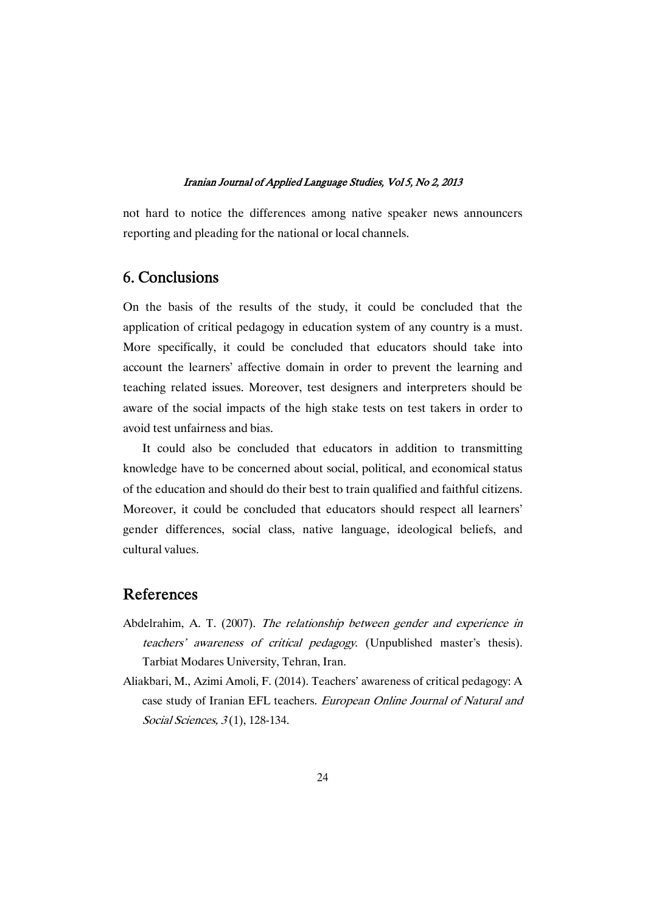not hard to notice the differences among native speaker news announcers reporting and pleading for the national or local channels.

## 6. Conclusions

On the basis of the results of the study, it could be concluded that the application of critical pedagogy in education system of any country is a must. More specifically, it could be concluded that educators should take into account the learners' affective domain in order to prevent the learning and teaching related issues. Moreover, test designers and interpreters should be aware of the social impacts of the high stake tests on test takers in order to avoid test unfairness and bias.

It could also be concluded that educators in addition to transmitting knowledge have to be concerned about social, political, and economical status of the education and should do their best to train qualified and faithful citizens. Moreover, it could be concluded that educators should respect all learners' gender differences, social class, native language, ideological beliefs, and cultural values.

## References

Abdelrahim, A. T. (2007). *The relationship between gender and experience in teachers' awareness of critical pedagogy.* (Unpublished master's thesis). Tarbiat Modares University, Tehran, Iran.

Aliakbari, M., Azimi Amoli, F. (2014). Teachers' awareness of critical pedagogy: A case study of Iranian EFL teachers. *European Online Journal of Natural and Social Sciences, 3* (1), 128-134.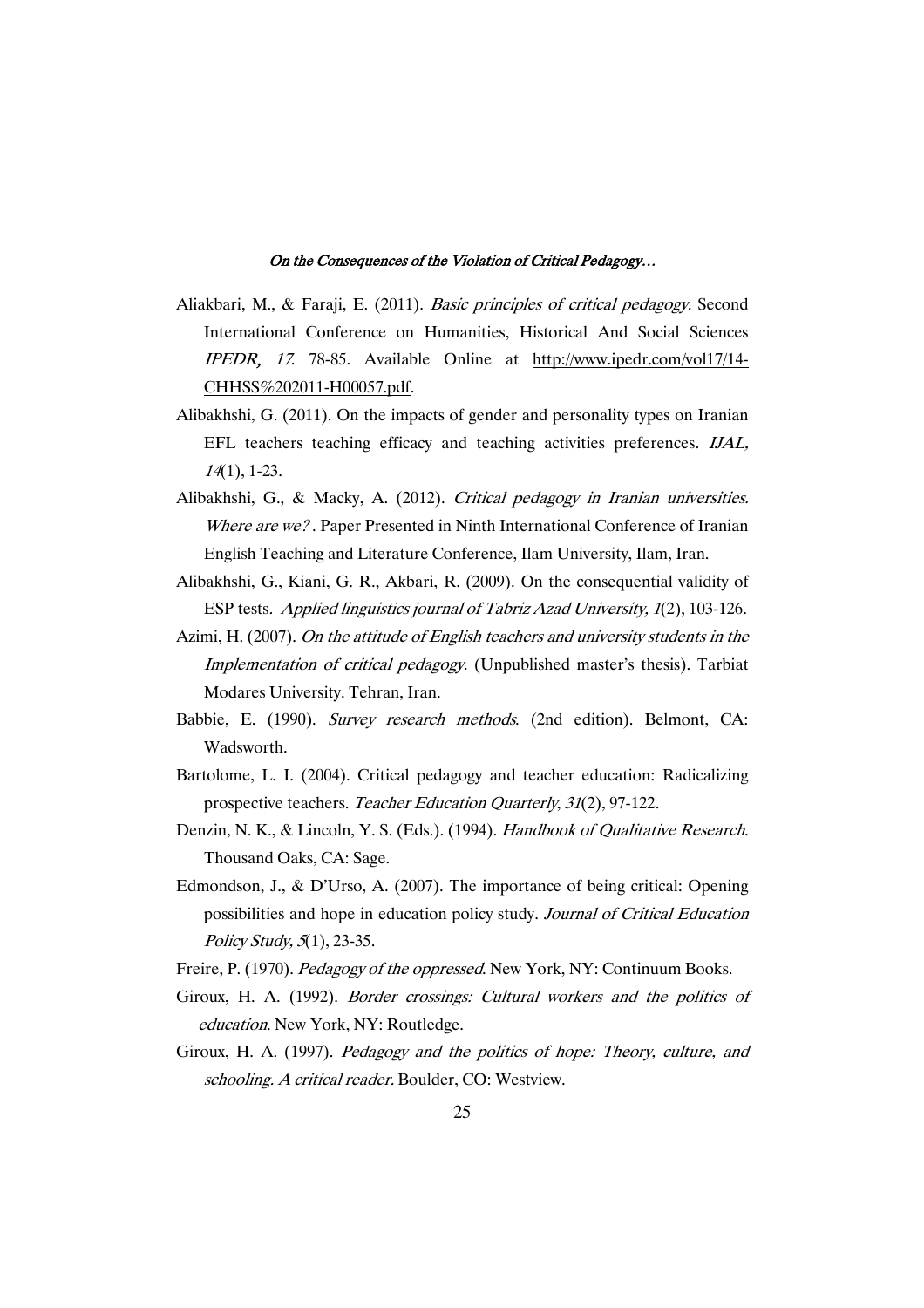Aliakbari, M., & Faraji, E. (2011). *Basic principles of critical pedagogy.* Second International Conference on Humanities, Historical And Social Sciences *IPEDR, 17.* 78-85. Available Online at http://www.ipedr.com/vol17/14-CHHSS%202011-H00057.pdf.

Alibakhshi, G. (2011). On the impacts of gender and personality types on Iranian EFL teachers teaching efficacy and teaching activities preferences. *IJAL, 14*(1), 1-23.

Alibakhshi, G., & Macky, A. (2012). *Critical pedagogy in Iranian universities. Where are we?*. Paper Presented in Ninth International Conference of Iranian English Teaching and Literature Conference, Ilam University, Ilam, Iran.

Alibakhshi, G., Kiani, G. R., Akbari, R. (2009). On the consequential validity of ESP tests. *Applied linguistics journal of Tabriz Azad University, 1*(2), 103-126.

Azimi, H. (2007). *On the attitude of English teachers and university students in the Implementation of critical pedagogy.* (Unpublished master's thesis). Tarbiat Modares University. Tehran, Iran.

Babbie, E. (1990). *Survey research methods.* (2nd edition). Belmont, CA: Wadsworth.

Bartolome, L. I. (2004). Critical pedagogy and teacher education: Radicalizing prospective teachers. *Teacher Education Quarterly, 31*(2), 97-122.

Denzin, N. K., & Lincoln, Y. S. (Eds.). (1994). *Handbook of Qualitative Research.* Thousand Oaks, CA: Sage.

Edmondson, J., & D'Urso, A. (2007). The importance of being critical: Opening possibilities and hope in education policy study. *Journal of Critical Education Policy Study, 5*(1), 23-35.

Freire, P. (1970). *Pedagogy of the oppressed.* New York, NY: Continuum Books.

Giroux, H. A. (1992). *Border crossings: Cultural workers and the politics of education.* New York, NY: Routledge.

Giroux, H. A. (1997). *Pedagogy and the politics of hope: Theory, culture, and schooling. A critical reader.* Boulder, CO: Westview.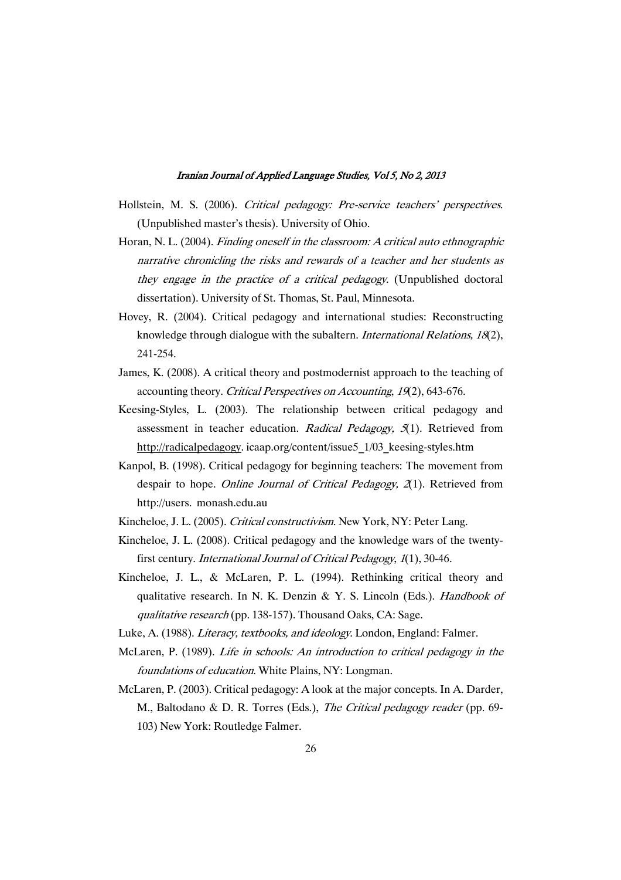Hollstein, M. S. (2006). *Critical pedagogy: Pre-service teachers' perspectives*. (Unpublished master's thesis). University of Ohio.

Horan, N. L. (2004). *Finding oneself in the classroom: A critical auto ethnographic narrative chronicling the risks and rewards of a teacher and her students as they engage in the practice of a critical pedagogy*. (Unpublished doctoral dissertation). University of St. Thomas, St. Paul, Minnesota.

Hovey, R. (2004). Critical pedagogy and international studies: Reconstructing knowledge through dialogue with the subaltern. *International Relations, 18*(2), 241-254.

James, K. (2008). A critical theory and postmodernist approach to the teaching of accounting theory. *Critical Perspectives on Accounting*, *19*(2), 643-676.

Keesing-Styles, L. (2003). The relationship between critical pedagogy and assessment in teacher education. *Radical Pedagogy, 5*(1). Retrieved from http://radicalpedagogy. icaap.org/content/issue5_1/03_keesing-styles.htm

Kanpol, B. (1998). Critical pedagogy for beginning teachers: The movement from despair to hope. *Online Journal of Critical Pedagogy, 2*(1). Retrieved from http://users. monash.edu.au

Kincheloe, J. L. (2005). *Critical constructivism*. New York, NY: Peter Lang.

Kincheloe, J. L. (2008). Critical pedagogy and the knowledge wars of the twenty-first century. *International Journal of Critical Pedagogy*, *1*(1), 30-46.

Kincheloe, J. L., & McLaren, P. L. (1994). Rethinking critical theory and qualitative research. In N. K. Denzin & Y. S. Lincoln (Eds.). *Handbook of qualitative research* (pp. 138-157). Thousand Oaks, CA: Sage.

Luke, A. (1988). *Literacy, textbooks, and ideology*. London, England: Falmer.

McLaren, P. (1989). *Life in schools: An introduction to critical pedagogy in the foundations of education*. White Plains, NY: Longman.

McLaren, P. (2003). Critical pedagogy: A look at the major concepts. In A. Darder, M., Baltodano & D. R. Torres (Eds.), *The Critical pedagogy reader* (pp. 69-103) New York: Routledge Falmer.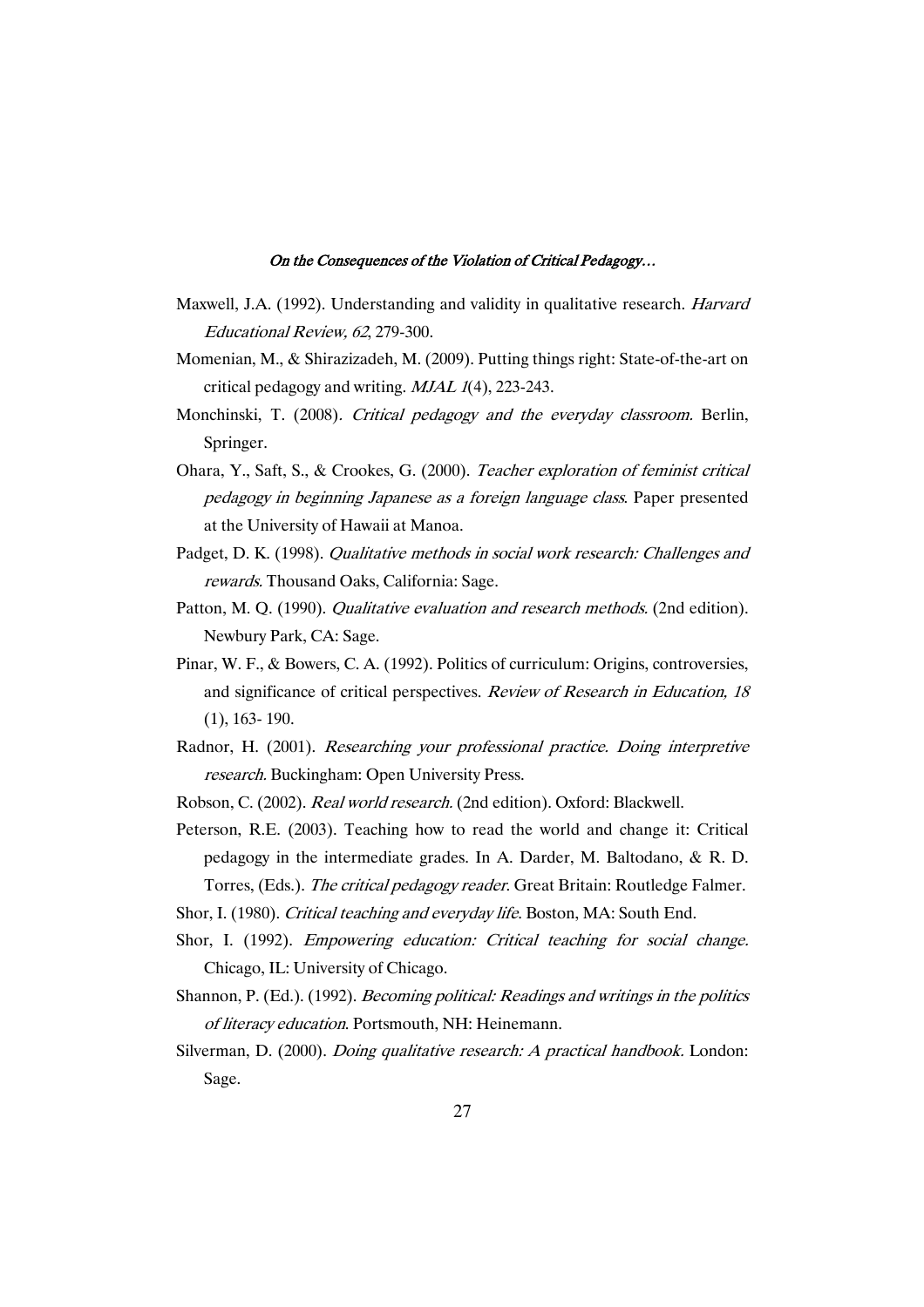Maxwell, J.A. (1992). Understanding and validity in qualitative research. *Harvard Educational Review, 62*, 279-300.

Momenian, M., & Shirazizadeh, M. (2009). Putting things right: State-of-the-art on critical pedagogy and writing. *MJAL 1*(4), 223-243.

Monchinski, T. (2008). *Critical pedagogy and the everyday classroom.* Berlin, Springer.

Ohara, Y., Saft, S., & Crookes, G. (2000). *Teacher exploration of feminist critical pedagogy in beginning Japanese as a foreign language class*. Paper presented at the University of Hawaii at Manoa.

Padget, D. K. (1998). *Qualitative methods in social work research: Challenges and rewards.* Thousand Oaks, California: Sage.

Patton, M. Q. (1990). *Qualitative evaluation and research methods.* (2nd edition). Newbury Park, CA: Sage.

Pinar, W. F., & Bowers, C. A. (1992). Politics of curriculum: Origins, controversies, and significance of critical perspectives. *Review of Research in Education, 18* (1), 163- 190.

Radnor, H. (2001). *Researching your professional practice. Doing interpretive research.* Buckingham: Open University Press.

Robson, C. (2002). *Real world research.* (2nd edition). Oxford: Blackwell.

Peterson, R.E. (2003). Teaching how to read the world and change it: Critical pedagogy in the intermediate grades. In A. Darder, M. Baltodano, & R. D. Torres, (Eds.). *The critical pedagogy reader*. Great Britain: Routledge Falmer.

Shor, I. (1980). *Critical teaching and everyday life*. Boston, MA: South End.

Shor, I. (1992). *Empowering education: Critical teaching for social change.* Chicago, IL: University of Chicago.

Shannon, P. (Ed.). (1992). *Becoming political: Readings and writings in the politics of literacy education*. Portsmouth, NH: Heinemann.

Silverman, D. (2000). *Doing qualitative research: A practical handbook.* London: Sage.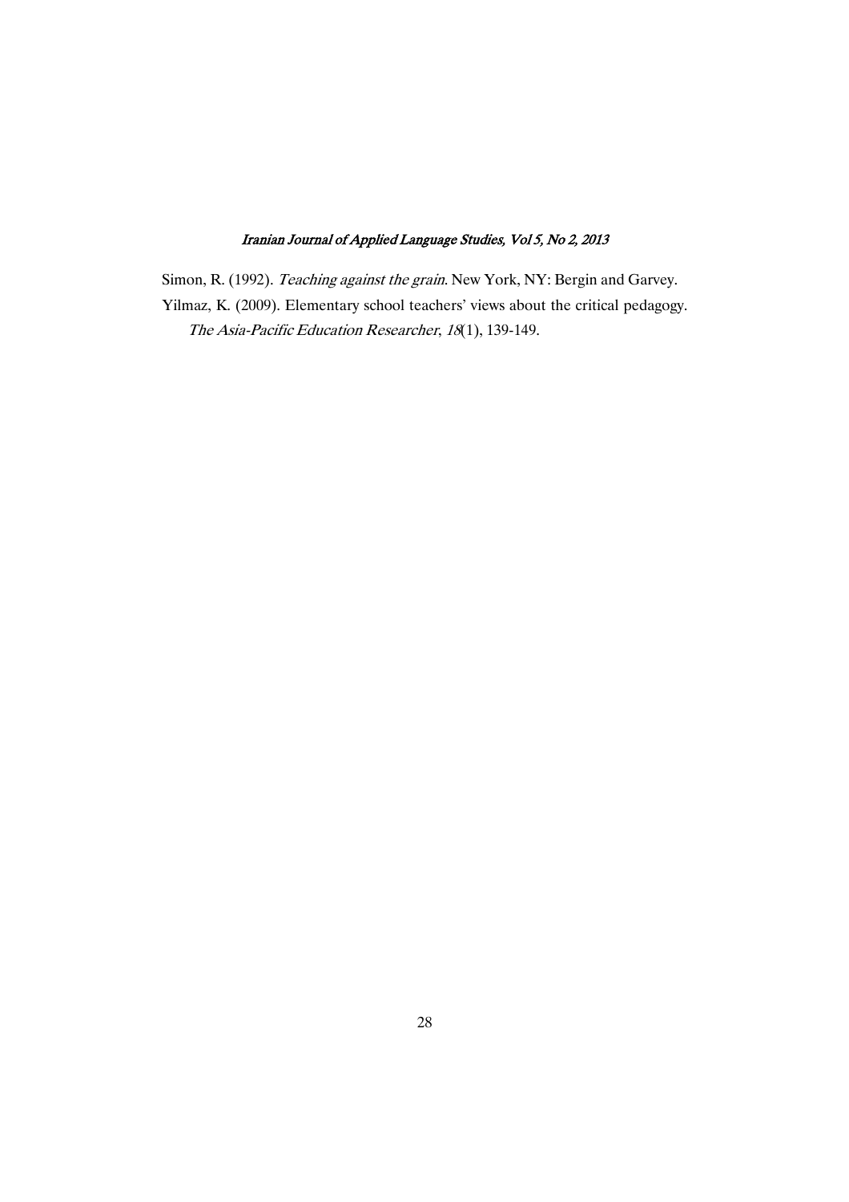Simon, R. (1992). *Teaching against the grain*. New York, NY: Bergin and Garvey.

Yilmaz, K. (2009). Elementary school teachers' views about the critical pedagogy. *The Asia-Pacific Education Researcher*, *18*(1), 139-149.